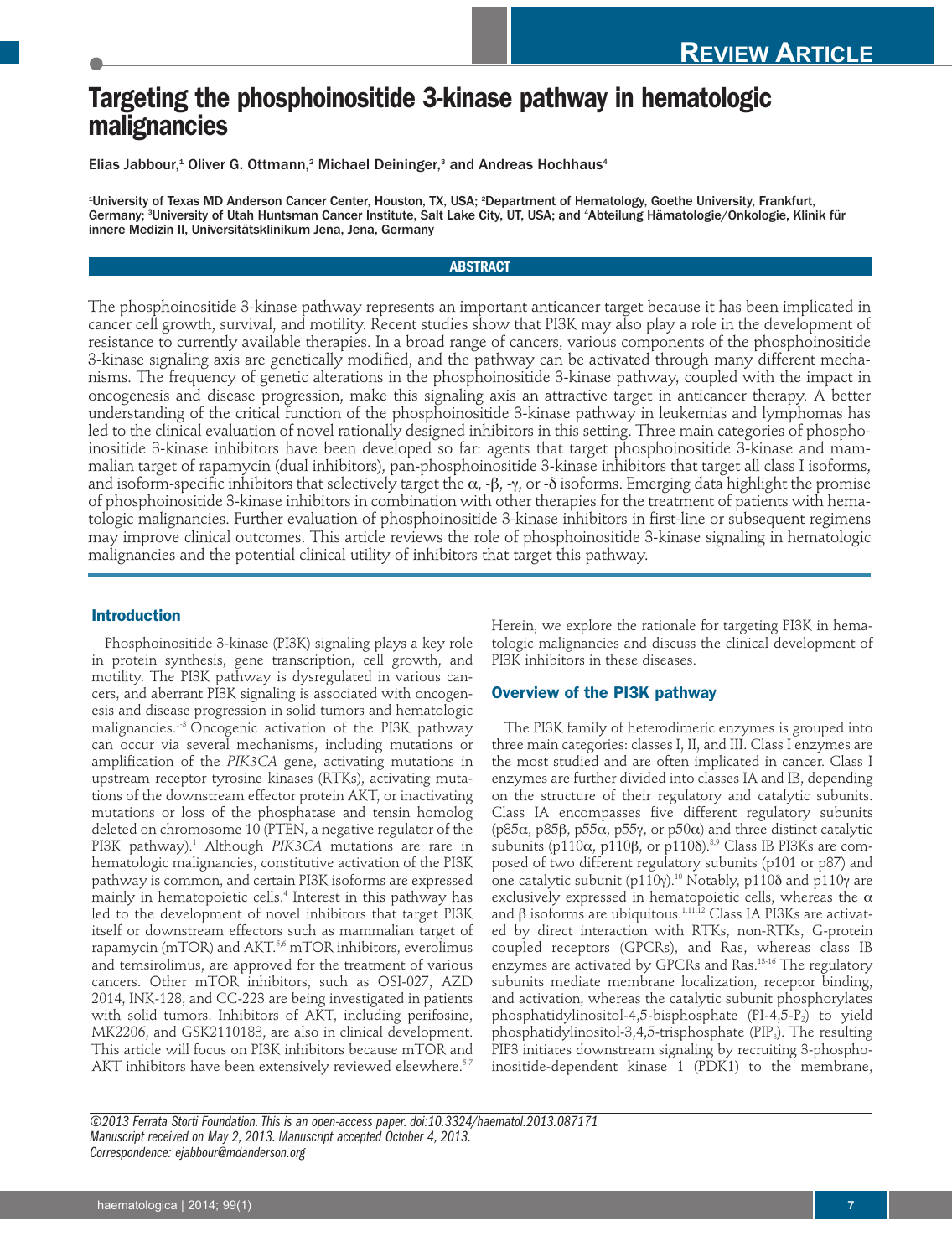REVIEW ARTICLE

# Targeting the phosphoinositide 3-kinase pathway in hematologic malignancies

Elias Jabbour,[1] Oliver G. Ottmann,[2] Michael Deininger,[3] and Andreas Hochhaus[4]

[1]University of Texas MD Anderson Cancer Center, Houston, TX, USA; [2]Department of Hematology, Goethe University, Frankfurt, Germany; [3]University of Utah Huntsman Cancer Institute, Salt Lake City, UT, USA; and [4]Abteilung Hämatologie/Onkologie, Klinik für innere Medizin II, Universitätsklinikum Jena, Jena, Germany

## ABSTRACT

The phosphoinositide 3-kinase pathway represents an important anticancer target because it has been implicated in cancer cell growth, survival, and motility. Recent studies show that PI3K may also play a role in the development of resistance to currently available therapies. In a broad range of cancers, various components of the phosphoinositide 3-kinase signaling axis are genetically modified, and the pathway can be activated through many different mechanisms. The frequency of genetic alterations in the phosphoinositide 3-kinase pathway, coupled with the impact in oncogenesis and disease progression, make this signaling axis an attractive target in anticancer therapy. A better understanding of the critical function of the phosphoinositide 3-kinase pathway in leukemias and lymphomas has led to the clinical evaluation of novel rationally designed inhibitors in this setting. Three main categories of phosphoinositide 3-kinase inhibitors have been developed so far: agents that target phosphoinositide 3-kinase and mammalian target of rapamycin (dual inhibitors), pan-phosphoinositide 3-kinase inhibitors that target all class I isoforms, and isoform-specific inhibitors that selectively target the α, -β, -γ, or -δ isoforms. Emerging data highlight the promise of phosphoinositide 3-kinase inhibitors in combination with other therapies for the treatment of patients with hematologic malignancies. Further evaluation of phosphoinositide 3-kinase inhibitors in first-line or subsequent regimens may improve clinical outcomes. This article reviews the role of phosphoinositide 3-kinase signaling in hematologic malignancies and the potential clinical utility of inhibitors that target this pathway.

## Introduction

Phosphoinositide 3-kinase (PI3K) signaling plays a key role in protein synthesis, gene transcription, cell growth, and motility. The PI3K pathway is dysregulated in various cancers, and aberrant PI3K signaling is associated with oncogenesis and disease progression in solid tumors and hematologic malignancies.[1-3] Oncogenic activation of the PI3K pathway can occur via several mechanisms, including mutations or amplification of the *PIK3CA* gene, activating mutations in upstream receptor tyrosine kinases (RTKs), activating mutations of the downstream effector protein AKT, or inactivating mutations or loss of the phosphatase and tensin homolog deleted on chromosome 10 (PTEN, a negative regulator of the PI3K pathway).[1] Although *PIK3CA* mutations are rare in hematologic malignancies, constitutive activation of the PI3K pathway is common, and certain PI3K isoforms are expressed mainly in hematopoietic cells.[4] Interest in this pathway has led to the development of novel inhibitors that target PI3K itself or downstream effectors such as mammalian target of rapamycin (mTOR) and AKT.[5,6] mTOR inhibitors, everolimus and temsirolimus, are approved for the treatment of various cancers. Other mTOR inhibitors, such as OSI-027, AZD 2014, INK-128, and CC-223 are being investigated in patients with solid tumors. Inhibitors of AKT, including perifosine, MK2206, and GSK2110183, are also in clinical development. This article will focus on PI3K inhibitors because mTOR and AKT inhibitors have been extensively reviewed elsewhere.[5-7]

Herein, we explore the rationale for targeting PI3K in hematologic malignancies and discuss the clinical development of PI3K inhibitors in these diseases.

## Overview of the PI3K pathway

The PI3K family of heterodimeric enzymes is grouped into three main categories: classes I, II, and III. Class I enzymes are the most studied and are often implicated in cancer. Class I enzymes are further divided into classes IA and IB, depending on the structure of their regulatory and catalytic subunits. Class IA encompasses five different regulatory subunits (p85α, p85β, p55α, p55γ, or p50α) and three distinct catalytic subunits (p110α, p110β, or p110δ).[8,9] Class IB PI3Ks are composed of two different regulatory subunits (p101 or p87) and one catalytic subunit (p110γ).[10] Notably, p110δ and p110γ are exclusively expressed in hematopoietic cells, whereas the α and β isoforms are ubiquitous.[1,11,12] Class IA PI3Ks are activated by direct interaction with RTKs, non-RTKs, G-protein coupled receptors (GPCRs), and Ras, whereas class IB enzymes are activated by GPCRs and Ras.[13-16] The regulatory subunits mediate membrane localization, receptor binding, and activation, whereas the catalytic subunit phosphorylates phosphatidylinositol-4,5-bisphosphate (PI-4,5-$P_2$) to yield phosphatidylinositol-3,4,5-trisphosphate ($PIP_3$). The resulting PIP3 initiates downstream signaling by recruiting 3-phosphoinositide-dependent kinase 1 (PDK1) to the membrane,

©2013 Ferrata Storti Foundation. This is an open-access paper. doi:10.3324/haematol.2013.087171
Manuscript received on May 2, 2013. Manuscript accepted October 4, 2013.
Correspondence: ejabbour@mdanderson.org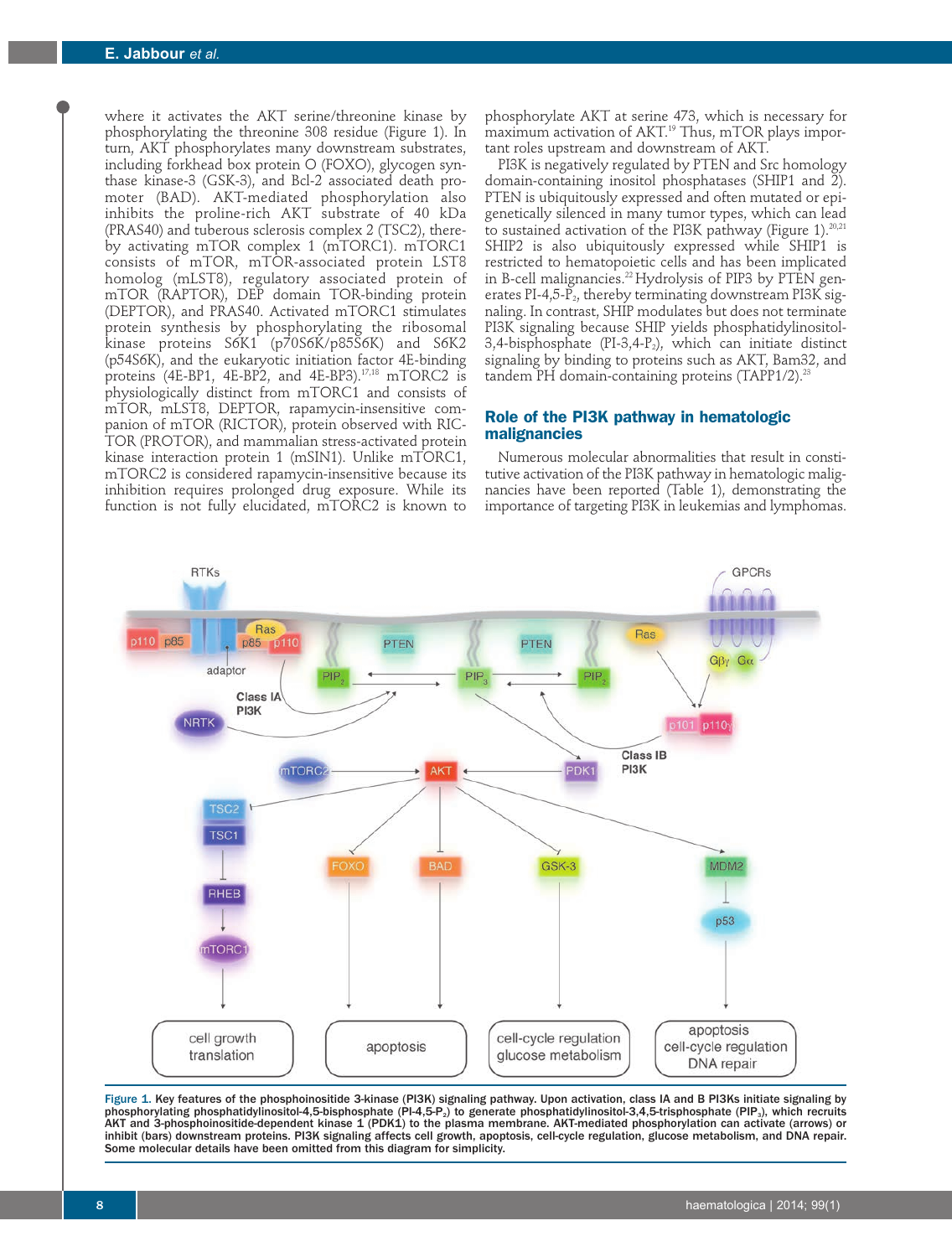where it activates the AKT serine/threonine kinase by phosphorylating the threonine 308 residue (Figure 1). In turn, AKT phosphorylates many downstream substrates, including forkhead box protein O (FOXO), glycogen synthase kinase-3 (GSK-3), and Bcl-2 associated death promoter (BAD). AKT-mediated phosphorylation also inhibits the proline-rich AKT substrate of 40 kDa (PRAS40) and tuberous sclerosis complex 2 (TSC2), thereby activating mTOR complex 1 (mTORC1). mTORC1 consists of mTOR, mTOR-associated protein LST8 homolog (mLST8), regulatory associated protein of mTOR (RAPTOR), DEP domain TOR-binding protein (DEPTOR), and PRAS40. Activated mTORC1 stimulates protein synthesis by phosphorylating the ribosomal kinase proteins S6K1 (p70S6K/p85S6K) and S6K2 (p54S6K), and the eukaryotic initiation factor 4E-binding proteins (4E-BP1, 4E-BP2, and 4E-BP3).[17,18] mTORC2 is physiologically distinct from mTORC1 and consists of mTOR, mLST8, DEPTOR, rapamycin-insensitive companion of mTOR (RICTOR), protein observed with RICTOR (PROTOR), and mammalian stress-activated protein kinase interaction protein 1 (mSIN1). Unlike mTORC1, mTORC2 is considered rapamycin-insensitive because its inhibition requires prolonged drug exposure. While its function is not fully elucidated, mTORC2 is known to phosphorylate AKT at serine 473, which is necessary for maximum activation of AKT.[19] Thus, mTOR plays important roles upstream and downstream of AKT.

PI3K is negatively regulated by PTEN and Src homology domain-containing inositol phosphatases (SHIP1 and 2). PTEN is ubiquitously expressed and often mutated or epigenetically silenced in many tumor types, which can lead to sustained activation of the PI3K pathway (Figure 1).[20,21] SHIP2 is also ubiquitously expressed while SHIP1 is restricted to hematopoietic cells and has been implicated in B-cell malignancies.[22] Hydrolysis of PIP3 by PTEN generates PI-4,5-$P_2$, thereby terminating downstream PI3K signaling. In contrast, SHIP modulates but does not terminate PI3K signaling because SHIP yields phosphatidylinositol-3,4-bisphosphate (PI-3,4-$P_2$), which can initiate distinct signaling by binding to proteins such as AKT, Bam32, and tandem PH domain-containing proteins (TAPP1/2).[23]

## Role of the PI3K pathway in hematologic malignancies

Numerous molecular abnormalities that result in constitutive activation of the PI3K pathway in hematologic malignancies have been reported (Table 1), demonstrating the importance of targeting PI3K in leukemias and lymphomas.

Figure 1. Key features of the phosphoinositide 3-kinase (PI3K) signaling pathway. Upon activation, class IA and B PI3Ks initiate signaling by phosphorylating phosphatidylinositol-4,5-bisphosphate (PI-4,5-$P_2$) to generate phosphatidylinositol-3,4,5-trisphosphate ($PIP_3$), which recruits AKT and 3-phosphoinositide-dependent kinase 1 (PDK1) to the plasma membrane. AKT-mediated phosphorylation can activate (arrows) or inhibit (bars) downstream proteins. PI3K signaling affects cell growth, apoptosis, cell-cycle regulation, glucose metabolism, and DNA repair. Some molecular details have been omitted from this diagram for simplicity.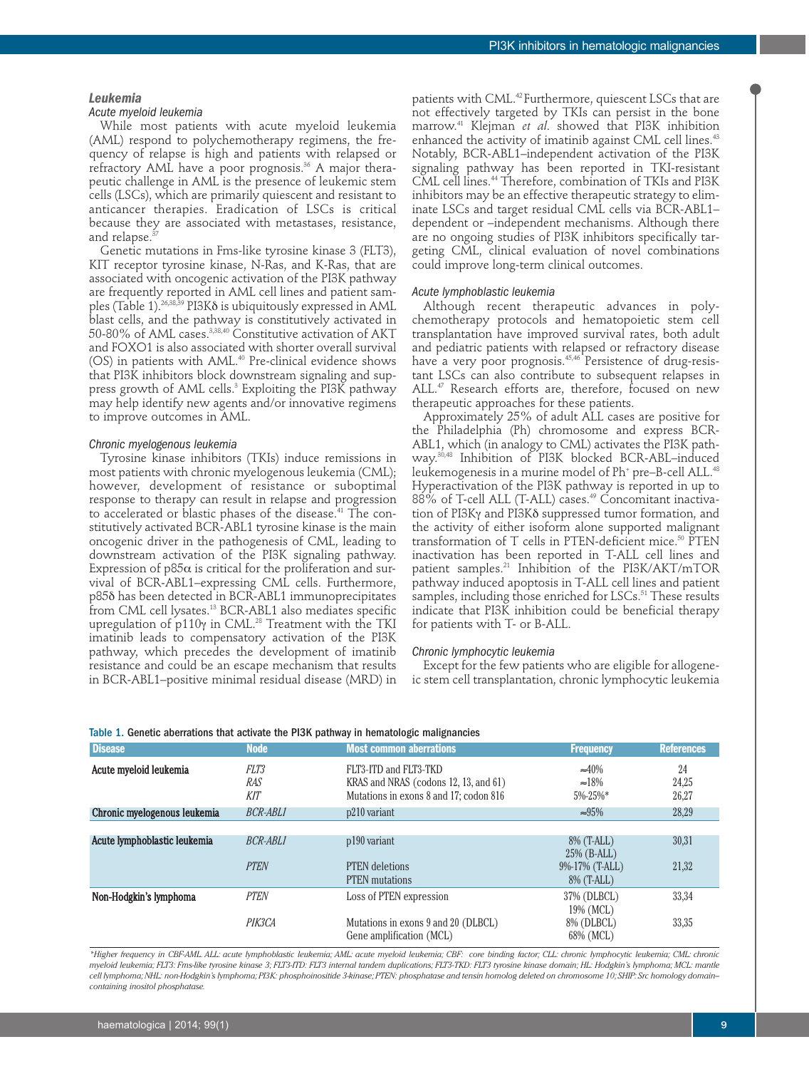## Leukemia

### Acute myeloid leukemia

While most patients with acute myeloid leukemia (AML) respond to polychemotherapy regimens, the frequency of relapse is high and patients with relapsed or refractory AML have a poor prognosis.[36] A major therapeutic challenge in AML is the presence of leukemic stem cells (LSCs), which are primarily quiescent and resistant to anticancer therapies. Eradication of LSCs is critical because they are associated with metastases, resistance, and relapse.[37]

Genetic mutations in Fms-like tyrosine kinase 3 (FLT3), KIT receptor tyrosine kinase, N-Ras, and K-Ras, that are associated with oncogenic activation of the PI3K pathway are frequently reported in AML cell lines and patient samples (Table 1).[26,38,39] PI3Kδ is ubiquitously expressed in AML blast cells, and the pathway is constitutively activated in 50-80% of AML cases.[3,38,40] Constitutive activation of AKT and FOXO1 is also associated with shorter overall survival (OS) in patients with AML.[40] Pre-clinical evidence shows that PI3K inhibitors block downstream signaling and suppress growth of AML cells.[3] Exploiting the PI3K pathway may help identify new agents and/or innovative regimens to improve outcomes in AML.

### Chronic myelogenous leukemia

Tyrosine kinase inhibitors (TKIs) induce remissions in most patients with chronic myelogenous leukemia (CML); however, development of resistance or suboptimal response to therapy can result in relapse and progression to accelerated or blastic phases of the disease.[41] The constitutively activated BCR-ABL1 tyrosine kinase is the main oncogenic driver in the pathogenesis of CML, leading to downstream activation of the PI3K signaling pathway. Expression of p85α is critical for the proliferation and survival of BCR-ABL1–expressing CML cells. Furthermore, p85δ has been detected in BCR-ABL1 immunoprecipitates from CML cell lysates.[13] BCR-ABL1 also mediates specific upregulation of p110γ in CML.[28] Treatment with the TKI imatinib leads to compensatory activation of the PI3K pathway, which precedes the development of imatinib resistance and could be an escape mechanism that results in BCR-ABL1–positive minimal residual disease (MRD) in patients with CML.[42] Furthermore, quiescent LSCs that are not effectively targeted by TKIs can persist in the bone marrow.[41] Klejman *et al*. showed that PI3K inhibition enhanced the activity of imatinib against CML cell lines.[43] Notably, BCR-ABL1–independent activation of the PI3K signaling pathway has been reported in TKI-resistant CML cell lines.[44] Therefore, combination of TKIs and PI3K inhibitors may be an effective therapeutic strategy to eliminate LSCs and target residual CML cells via BCR-ABL1–dependent or –independent mechanisms. Although there are no ongoing studies of PI3K inhibitors specifically targeting CML, clinical evaluation of novel combinations could improve long-term clinical outcomes.

### Acute lymphoblastic leukemia

Although recent therapeutic advances in polychemotherapy protocols and hematopoietic stem cell transplantation have improved survival rates, both adult and pediatric patients with relapsed or refractory disease have a very poor prognosis.[45,46] Persistence of drug-resistant LSCs can also contribute to subsequent relapses in ALL.[47] Research efforts are, therefore, focused on new therapeutic approaches for these patients.

Approximately 25% of adult ALL cases are positive for the Philadelphia (Ph) chromosome and express BCR-ABL1, which (in analogy to CML) activates the PI3K pathway.[30,48] Inhibition of PI3K blocked BCR-ABL–induced leukemogenesis in a murine model of Ph$^+$ pre–B-cell ALL.[48] Hyperactivation of the PI3K pathway is reported in up to 88% of T-cell ALL (T-ALL) cases.[49] Concomitant inactivation of PI3Kγ and PI3Kδ suppressed tumor formation, and the activity of either isoform alone supported malignant transformation of T cells in PTEN-deficient mice.[50] PTEN inactivation has been reported in T-ALL cell lines and patient samples.[21] Inhibition of the PI3K/AKT/mTOR pathway induced apoptosis in T-ALL cell lines and patient samples, including those enriched for LSCs.[51] These results indicate that PI3K inhibition could be beneficial therapy for patients with T- or B-ALL.

### Chronic lymphocytic leukemia

Except for the few patients who are eligible for allogeneic stem cell transplantation, chronic lymphocytic leukemia

**Table 1.** Genetic aberrations that activate the PI3K pathway in hematologic malignancies

| Disease | Node | Most common aberrations | Frequency | References |
|---|---|---|---|---|
| Acute myeloid leukemia | *FLT3* | FLT3-ITD and FLT3-TKD | ≈40% | 24 |
| | *RAS* | KRAS and NRAS (codons 12, 13, and 61) | ≈18% | 24,25 |
| | *KIT* | Mutations in exons 8 and 17; codon 816 | 5%-25%* | 26,27 |
| Chronic myelogenous leukemia | *BCR-ABL1* | p210 variant | ≈95% | 28,29 |
| Acute lymphoblastic leukemia | *BCR-ABL1* | p190 variant | 8% (T-ALL) 25% (B-ALL) | 30,31 |
| | *PTEN* | PTEN deletions PTEN mutations | 9%-17% (T-ALL) 8% (T-ALL) | 21,32 |
| Non-Hodgkin's lymphoma | *PTEN* | Loss of PTEN expression | 37% (DLBCL) 19% (MCL) | 33,34 |
| | *PIK3CA* | Mutations in exons 9 and 20 (DLBCL) Gene amplification (MCL) | 8% (DLBCL) 68% (MCL) | 33,35 |

*\*Higher frequency in CBF-AML. ALL: acute lymphoblastic leukemia; AML: acute myeloid leukemia; CBF: core binding factor; CLL: chronic lymphocytic leukemia; CML: chronic myeloid leukemia; FLT3: Fms-like tyrosine kinase 3; FLT3-ITD: FLT3 internal tandem duplications; FLT3-TKD: FLT3 tyrosine kinase domain; HL: Hodgkin's lymphoma; MCL: mantle cell lymphoma; NHL: non-Hodgkin's lymphoma; PI3K: phosphoinositide 3-kinase; PTEN: phosphatase and tensin homolog deleted on chromosome 10; SHIP: Src homology domain–containing inositol phosphatase.*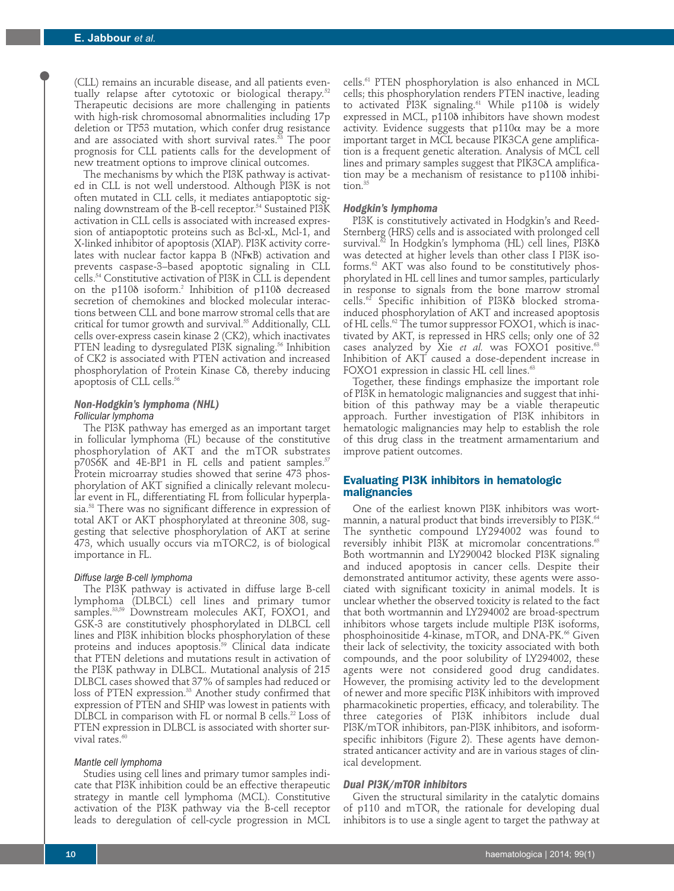(CLL) remains an incurable disease, and all patients eventually relapse after cytotoxic or biological therapy.[52] Therapeutic decisions are more challenging in patients with high-risk chromosomal abnormalities including 17p deletion or TP53 mutation, which confer drug resistance and are associated with short survival rates.[53] The poor prognosis for CLL patients calls for the development of new treatment options to improve clinical outcomes.

The mechanisms by which the PI3K pathway is activated in CLL is not well understood. Although PI3K is not often mutated in CLL cells, it mediates antiapoptotic signaling downstream of the B-cell receptor.[54] Sustained PI3K activation in CLL cells is associated with increased expression of antiapoptotic proteins such as Bcl-xL, Mcl-1, and X-linked inhibitor of apoptosis (XIAP). PI3K activity correlates with nuclear factor kappa B (NFκB) activation and prevents caspase-3–based apoptotic signaling in CLL cells.[54] Constitutive activation of PI3K in CLL is dependent on the p110δ isoform.[2] Inhibition of p110δ decreased secretion of chemokines and blocked molecular interactions between CLL and bone marrow stromal cells that are critical for tumor growth and survival.[55] Additionally, CLL cells over-express casein kinase 2 (CK2), which inactivates PTEN leading to dysregulated PI3K signaling.[56] Inhibition of CK2 is associated with PTEN activation and increased phosphorylation of Protein Kinase Cδ, thereby inducing apoptosis of CLL cells.[56]

### Non-Hodgkin's lymphoma (NHL)

#### Follicular lymphoma

The PI3K pathway has emerged as an important target in follicular lymphoma (FL) because of the constitutive phosphorylation of AKT and the mTOR substrates p70S6K and 4E-BP1 in FL cells and patient samples.[57] Protein microarray studies showed that serine 473 phosphorylation of AKT signified a clinically relevant molecular event in FL, differentiating FL from follicular hyperplasia.[58] There was no significant difference in expression of total AKT or AKT phosphorylated at threonine 308, suggesting that selective phosphorylation of AKT at serine 473, which usually occurs via mTORC2, is of biological importance in FL.

#### Diffuse large B-cell lymphoma

The PI3K pathway is activated in diffuse large B-cell lymphoma (DLBCL) cell lines and primary tumor samples.[33,59] Downstream molecules AKT, FOXO1, and GSK-3 are constitutively phosphorylated in DLBCL cell lines and PI3K inhibition blocks phosphorylation of these proteins and induces apoptosis.[59] Clinical data indicate that PTEN deletions and mutations result in activation of the PI3K pathway in DLBCL. Mutational analysis of 215 DLBCL cases showed that 37% of samples had reduced or loss of PTEN expression.[33] Another study confirmed that expression of PTEN and SHIP was lowest in patients with DLBCL in comparison with FL or normal B cells.[22] Loss of PTEN expression in DLBCL is associated with shorter survival rates.[60]

#### Mantle cell lymphoma

Studies using cell lines and primary tumor samples indicate that PI3K inhibition could be an effective therapeutic strategy in mantle cell lymphoma (MCL). Constitutive activation of the PI3K pathway via the B-cell receptor leads to deregulation of cell-cycle progression in MCL cells.[61] PTEN phosphorylation is also enhanced in MCL cells; this phosphorylation renders PTEN inactive, leading to activated PI3K signaling.[61] While p110δ is widely expressed in MCL, p110δ inhibitors have shown modest activity. Evidence suggests that p110α may be a more important target in MCL because PIK3CA gene amplification is a frequent genetic alteration. Analysis of MCL cell lines and primary samples suggest that PIK3CA amplification may be a mechanism of resistance to p110δ inhibition.[35]

### Hodgkin's lymphoma

PI3K is constitutively activated in Hodgkin's and Reed-Sternberg (HRS) cells and is associated with prolonged cell survival.[62] In Hodgkin's lymphoma (HL) cell lines, PI3Kδ was detected at higher levels than other class I PI3K isoforms.[62] AKT was also found to be constitutively phosphorylated in HL cell lines and tumor samples, particularly in response to signals from the bone marrow stromal cells.[62] Specific inhibition of PI3Kδ blocked stroma-induced phosphorylation of AKT and increased apoptosis of HL cells.[62] The tumor suppressor FOXO1, which is inactivated by AKT, is repressed in HRS cells; only one of 32 cases analyzed by Xie *et al.* was FOXO1 positive.[63] Inhibition of AKT caused a dose-dependent increase in FOXO1 expression in classic HL cell lines.[63]

Together, these findings emphasize the important role of PI3K in hematologic malignancies and suggest that inhibition of this pathway may be a viable therapeutic approach. Further investigation of PI3K inhibitors in hematologic malignancies may help to establish the role of this drug class in the treatment armamentarium and improve patient outcomes.

## Evaluating PI3K inhibitors in hematologic malignancies

One of the earliest known PI3K inhibitors was wortmannin, a natural product that binds irreversibly to PI3K.[64] The synthetic compound LY294002 was found to reversibly inhibit PI3K at micromolar concentrations.[65] Both wortmannin and LY290042 blocked PI3K signaling and induced apoptosis in cancer cells. Despite their demonstrated antitumor activity, these agents were associated with significant toxicity in animal models. It is unclear whether the observed toxicity is related to the fact that both wortmannin and LY294002 are broad-spectrum inhibitors whose targets include multiple PI3K isoforms, phosphoinositide 4-kinase, mTOR, and DNA-PK.[66] Given their lack of selectivity, the toxicity associated with both compounds, and the poor solubility of LY294002, these agents were not considered good drug candidates. However, the promising activity led to the development of newer and more specific PI3K inhibitors with improved pharmacokinetic properties, efficacy, and tolerability. The three categories of PI3K inhibitors include dual PI3K/mTOR inhibitors, pan-PI3K inhibitors, and isoform-specific inhibitors (Figure 2). These agents have demonstrated anticancer activity and are in various stages of clinical development.

### Dual PI3K/mTOR inhibitors

Given the structural similarity in the catalytic domains of p110 and mTOR, the rationale for developing dual inhibitors is to use a single agent to target the pathway at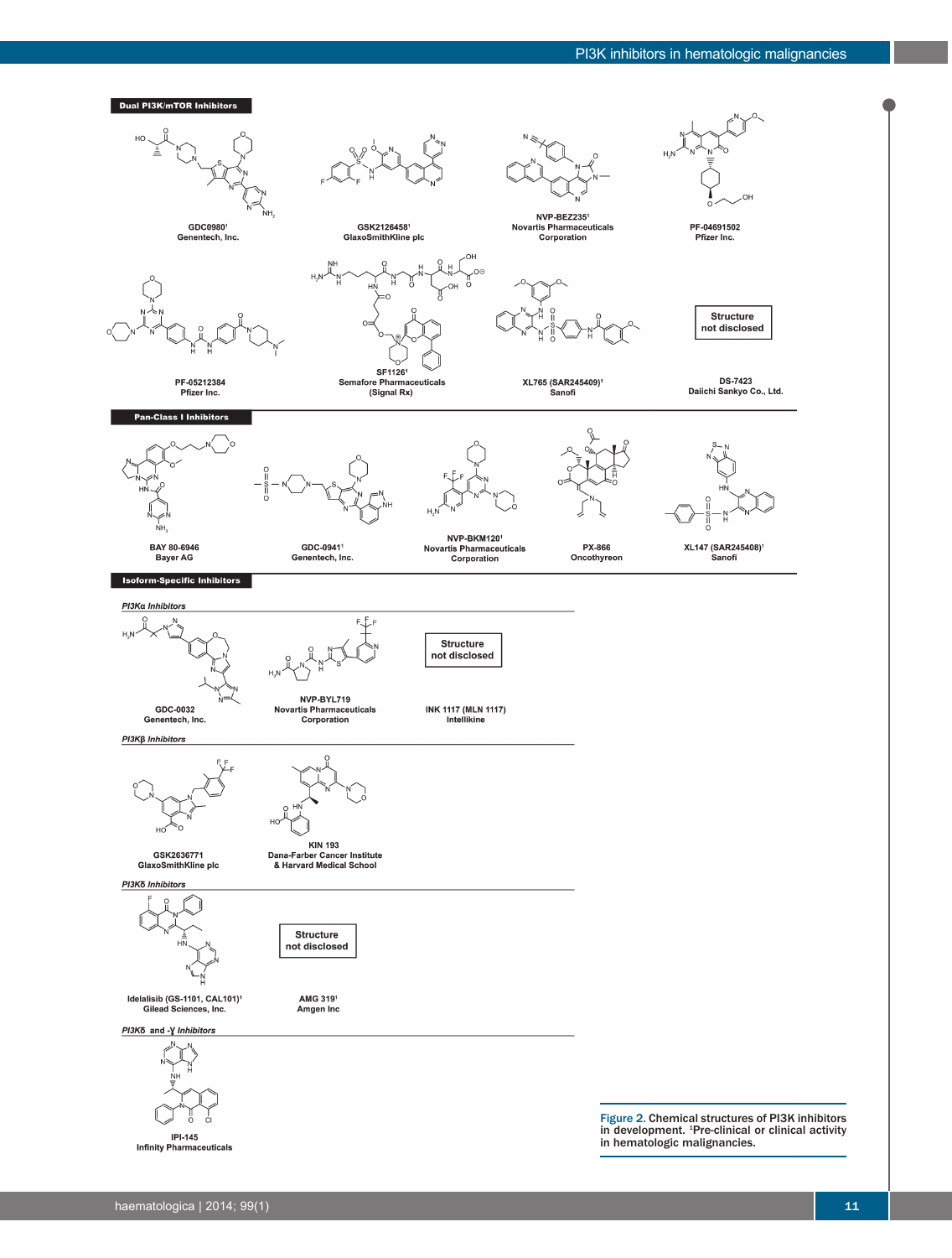**Dual PI3K/mTOR Inhibitors**

GDC0980[1]
Genentech, Inc.

GSK2126458[1]
GlaxoSmithKline plc

NVP-BEZ235[1]
Novartis Pharmaceuticals Corporation

PF-04691502
Pfizer Inc.

PF-05212384
Pfizer Inc.

SF1126[1]
Semafore Pharmaceuticals (Signal Rx)

XL765 (SAR245409)[1]
Sanofi

Structure not disclosed

DS-7423
Daiichi Sankyo Co., Ltd.

**Pan-Class I Inhibitors**

BAY 80-6946
Bayer AG

GDC-0941[1]
Genentech, Inc.

NVP-BKM120[1]
Novartis Pharmaceuticals Corporation

PX-866
Oncothyreon

XL147 (SAR245408)[1]
Sanofi

**Isoform-Specific Inhibitors**

*PI3Kα Inhibitors*

GDC-0032
Genentech, Inc.

NVP-BYL719
Novartis Pharmaceuticals Corporation

Structure not disclosed

INK 1117 (MLN 1117)
Intellikine

*PI3Kβ Inhibitors*

GSK2636771
GlaxoSmithKline plc

KIN 193
Dana-Farber Cancer Institute & Harvard Medical School

*PI3Kδ Inhibitors*

Idelalisib (GS-1101, CAL101)[1]
Gilead Sciences, Inc.

Structure not disclosed

AMG 319[1]
Amgen Inc

*PI3Kδ and -γ Inhibitors*

IPI-145
Infinity Pharmaceuticals

Figure 2. Chemical structures of PI3K inhibitors in development. [1]Pre-clinical or clinical activity in hematologic malignancies.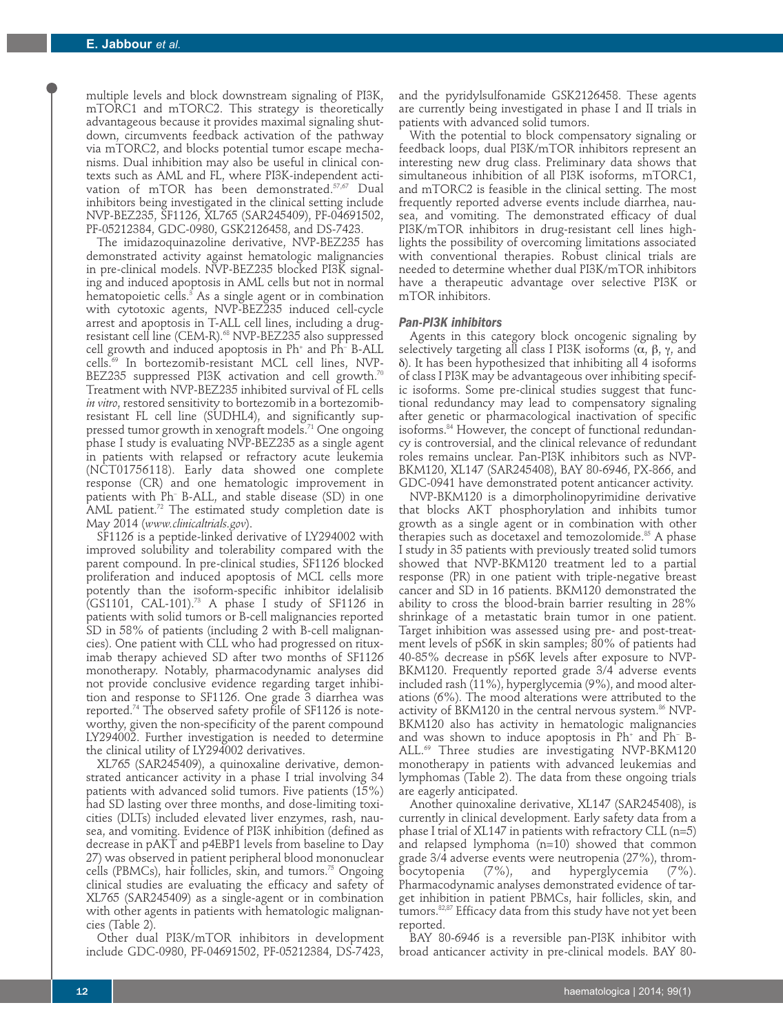multiple levels and block downstream signaling of PI3K, mTORC1 and mTORC2. This strategy is theoretically advantageous because it provides maximal signaling shutdown, circumvents feedback activation of the pathway via mTORC2, and blocks potential tumor escape mechanisms. Dual inhibition may also be useful in clinical contexts such as AML and FL, where PI3K-independent activation of mTOR has been demonstrated.[57,67] Dual inhibitors being investigated in the clinical setting include NVP-BEZ235, SF1126, XL765 (SAR245409), PF-04691502, PF-05212384, GDC-0980, GSK2126458, and DS-7423.

The imidazoquinazoline derivative, NVP-BEZ235 has demonstrated activity against hematologic malignancies in pre-clinical models. NVP-BEZ235 blocked PI3K signaling and induced apoptosis in AML cells but not in normal hematopoietic cells.[3] As a single agent or in combination with cytotoxic agents, NVP-BEZ235 induced cell-cycle arrest and apoptosis in T-ALL cell lines, including a drug-resistant cell line (CEM-R).[68] NVP-BEZ235 also suppressed cell growth and induced apoptosis in Ph$^+$ and Ph$^-$ B-ALL cells.[69] In bortezomib-resistant MCL cell lines, NVP-BEZ235 suppressed PI3K activation and cell growth.[70] Treatment with NVP-BEZ235 inhibited survival of FL cells *in vitro*, restored sensitivity to bortezomib in a bortezomib-resistant FL cell line (SUDHL4), and significantly suppressed tumor growth in xenograft models.[71] One ongoing phase I study is evaluating NVP-BEZ235 as a single agent in patients with relapsed or refractory acute leukemia (NCT01756118). Early data showed one complete response (CR) and one hematologic improvement in patients with Ph$^-$ B-ALL, and stable disease (SD) in one AML patient.[72] The estimated study completion date is May 2014 (*www.clinicaltrials.gov*).

SF1126 is a peptide-linked derivative of LY294002 with improved solubility and tolerability compared with the parent compound. In pre-clinical studies, SF1126 blocked proliferation and induced apoptosis of MCL cells more potently than the isoform-specific inhibitor idelalisib (GS1101, CAL-101).[73] A phase I study of SF1126 in patients with solid tumors or B-cell malignancies reported SD in 58% of patients (including 2 with B-cell malignancies). One patient with CLL who had progressed on rituximab therapy achieved SD after two months of SF1126 monotherapy. Notably, pharmacodynamic analyses did not provide conclusive evidence regarding target inhibition and response to SF1126. One grade 3 diarrhea was reported.[74] The observed safety profile of SF1126 is noteworthy, given the non-specificity of the parent compound LY294002. Further investigation is needed to determine the clinical utility of LY294002 derivatives.

XL765 (SAR245409), a quinoxaline derivative, demonstrated anticancer activity in a phase I trial involving 34 patients with advanced solid tumors. Five patients (15%) had SD lasting over three months, and dose-limiting toxicities (DLTs) included elevated liver enzymes, rash, nausea, and vomiting. Evidence of PI3K inhibition (defined as decrease in pAKT and p4EBP1 levels from baseline to Day 27) was observed in patient peripheral blood mononuclear cells (PBMCs), hair follicles, skin, and tumors.[75] Ongoing clinical studies are evaluating the efficacy and safety of XL765 (SAR245409) as a single-agent or in combination with other agents in patients with hematologic malignancies (Table 2).

Other dual PI3K/mTOR inhibitors in development include GDC-0980, PF-04691502, PF-05212384, DS-7423, and the pyridylsulfonamide GSK2126458. These agents are currently being investigated in phase I and II trials in patients with advanced solid tumors.

With the potential to block compensatory signaling or feedback loops, dual PI3K/mTOR inhibitors represent an interesting new drug class. Preliminary data shows that simultaneous inhibition of all PI3K isoforms, mTORC1, and mTORC2 is feasible in the clinical setting. The most frequently reported adverse events include diarrhea, nausea, and vomiting. The demonstrated efficacy of dual PI3K/mTOR inhibitors in drug-resistant cell lines highlights the possibility of overcoming limitations associated with conventional therapies. Robust clinical trials are needed to determine whether dual PI3K/mTOR inhibitors have a therapeutic advantage over selective PI3K or mTOR inhibitors.

#### Pan-PI3K inhibitors

Agents in this category block oncogenic signaling by selectively targeting all class I PI3K isoforms (α, β, γ, and δ). It has been hypothesized that inhibiting all 4 isoforms of class I PI3K may be advantageous over inhibiting specific isoforms. Some pre-clinical studies suggest that functional redundancy may lead to compensatory signaling after genetic or pharmacological inactivation of specific isoforms.[84] However, the concept of functional redundancy is controversial, and the clinical relevance of redundant roles remains unclear. Pan-PI3K inhibitors such as NVP-BKM120, XL147 (SAR245408), BAY 80-6946, PX-866, and GDC-0941 have demonstrated potent anticancer activity.

NVP-BKM120 is a dimorpholinopyrimidine derivative that blocks AKT phosphorylation and inhibits tumor growth as a single agent or in combination with other therapies such as docetaxel and temozolomide.[85] A phase I study in 35 patients with previously treated solid tumors showed that NVP-BKM120 treatment led to a partial response (PR) in one patient with triple-negative breast cancer and SD in 16 patients. BKM120 demonstrated the ability to cross the blood-brain barrier resulting in 28% shrinkage of a metastatic brain tumor in one patient. Target inhibition was assessed using pre- and post-treatment levels of pS6K in skin samples; 80% of patients had 40-85% decrease in pS6K levels after exposure to NVP-BKM120. Frequently reported grade 3/4 adverse events included rash (11%), hyperglycemia (9%), and mood alterations (6%). The mood alterations were attributed to the activity of BKM120 in the central nervous system.[86] NVP-BKM120 also has activity in hematologic malignancies and was shown to induce apoptosis in Ph$^+$ and Ph$^-$ B-ALL.[69] Three studies are investigating NVP-BKM120 monotherapy in patients with advanced leukemias and lymphomas (Table 2). The data from these ongoing trials are eagerly anticipated.

Another quinoxaline derivative, XL147 (SAR245408), is currently in clinical development. Early safety data from a phase I trial of XL147 in patients with refractory CLL (n=5) and relapsed lymphoma (n=10) showed that common grade 3/4 adverse events were neutropenia (27%), thrombocytopenia (7%), and hyperglycemia (7%). Pharmacodynamic analyses demonstrated evidence of target inhibition in patient PBMCs, hair follicles, skin, and tumors.[82,87] Efficacy data from this study have not yet been reported.

BAY 80-6946 is a reversible pan-PI3K inhibitor with broad anticancer activity in pre-clinical models. BAY 80-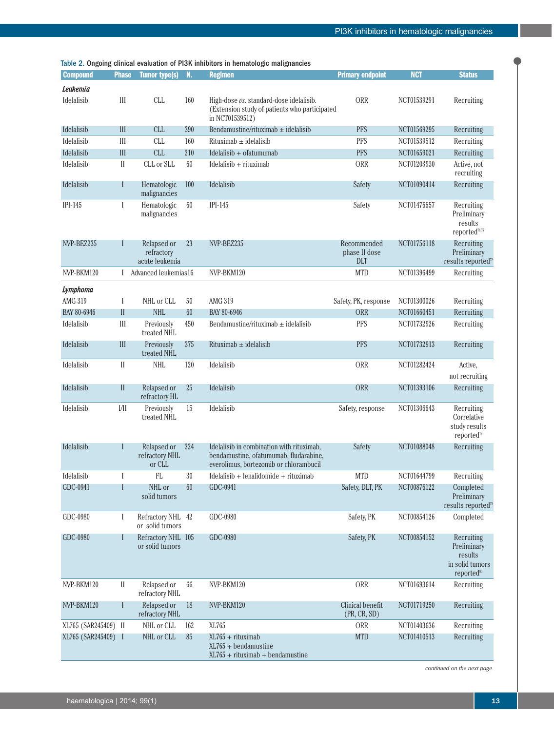Table 2. Ongoing clinical evaluation of PI3K inhibitors in hematologic malignancies

| Compound | Phase | Tumor type(s) | N. | Regimen | Primary endpoint | NCT | Status |
|---|---|---|---|---|---|---|---|
| ***Leukemia*** | | | | | | | |
| Idelalisib | III | CLL | 160 | High-dose *vs.* standard-dose idelalisib. (Extension study of patients who participated in NCT01539512) | ORR | NCT01539291 | Recruiting |
| Idelalisib | III | CLL | 390 | Bendamustine/rituximab ± idelalisib | PFS | NCT01569295 | Recruiting |
| Idelalisib | III | CLL | 160 | Rituximab ± idelalisib | PFS | NCT01539512 | Recruiting |
| Idelalisib | III | CLL | 210 | Idelalisib + ofatumumab | PFS | NCT01659021 | Recruiting |
| Idelalisib | II | CLL or SLL | 60 | Idelalisib + rituximab | ORR | NCT01203930 | Active, not recruiting |
| Idelalisib | I | Hematologic malignancies | 100 | Idelalisib | Safety | NCT01090414 | Recruiting |
| IPI-145 | I | Hematologic malignancies | 60 | IPI-145 | Safety | NCT01476657 | Recruiting Preliminary results reported[76,77] |
| NVP-BEZ235 | I | Relapsed or refractory acute leukemia | 23 | NVP-BEZ235 | Recommended phase II dose DLT | NCT01756118 | Recruiting Preliminary results reported[73] |
| NVP-BKM120 | I | Advanced leukemias | 16 | NVP-BKM120 | MTD | NCT01396499 | Recruiting |
| ***Lymphoma*** | | | | | | | |
| AMG 319 | I | NHL or CLL | 50 | AMG 319 | Safety, PK, response | NCT01300026 | Recruiting |
| BAY 80-6946 | II | NHL | 60 | BAY 80-6946 | ORR | NCT01660451 | Recruiting |
| Idelalisib | III | Previously treated NHL | 450 | Bendamustine/rituximab ± idelalisib | PFS | NCT01732926 | Recruiting |
| Idelalisib | III | Previously treated NHL | 375 | Rituximab ± idelalisib | PFS | NCT01732913 | Recruiting |
| Idelalisib | II | NHL | 120 | Idelalisib | ORR | NCT01282424 | Active, not recruiting |
| Idelalisib | II | Relapsed or refractory HL | 25 | Idelalisib | ORR | NCT01393106 | Recruiting |
| Idelalisib | I/II | Previously treated NHL | 15 | Idelalisib | Safety, response | NCT01306643 | Recruiting Correlative study results reported[78] |
| Idelalisib | I | Relapsed or refractory NHL or CLL | 224 | Idelalisib in combination with rituximab, bendamustine, ofatumumab, fludarabine, everolimus, bortezomib or chlorambucil | Safety | NCT01088048 | Recruiting |
| Idelalisib | I | FL | 30 | Idelalisib + lenalidomide + rituximab | MTD | NCT01644799 | Recruiting |
| GDC-0941 | I | NHL or solid tumors | 60 | GDC-0941 | Safety, DLT, PK | NCT00876122 | Completed Preliminary results reported[79] |
| GDC-0980 | I | Refractory NHL or solid tumors | 42 | GDC-0980 | Safety, PK | NCT00854126 | Completed |
| GDC-0980 | I | Refractory NHL or solid tumors | 105 | GDC-0980 | Safety, PK | NCT00854152 | Recruiting Preliminary results in solid tumors reported[80] |
| NVP-BKM120 | II | Relapsed or refractory NHL | 66 | NVP-BKM120 | ORR | NCT01693614 | Recruiting |
| NVP-BKM120 | I | Relapsed or refractory NHL | 18 | NVP-BKM120 | Clinical benefit (PR, CR, SD) | NCT01719250 | Recruiting |
| XL765 (SAR245409) | II | NHL or CLL | 162 | XL765 | ORR | NCT01403636 | Recruiting |
| XL765 (SAR245409) | I | NHL or CLL | 85 | XL765 + rituximab<br>XL765 + bendamustine<br>XL765 + rituximab + bendamustine | MTD | NCT01410513 | Recruiting |

*continued on the next page*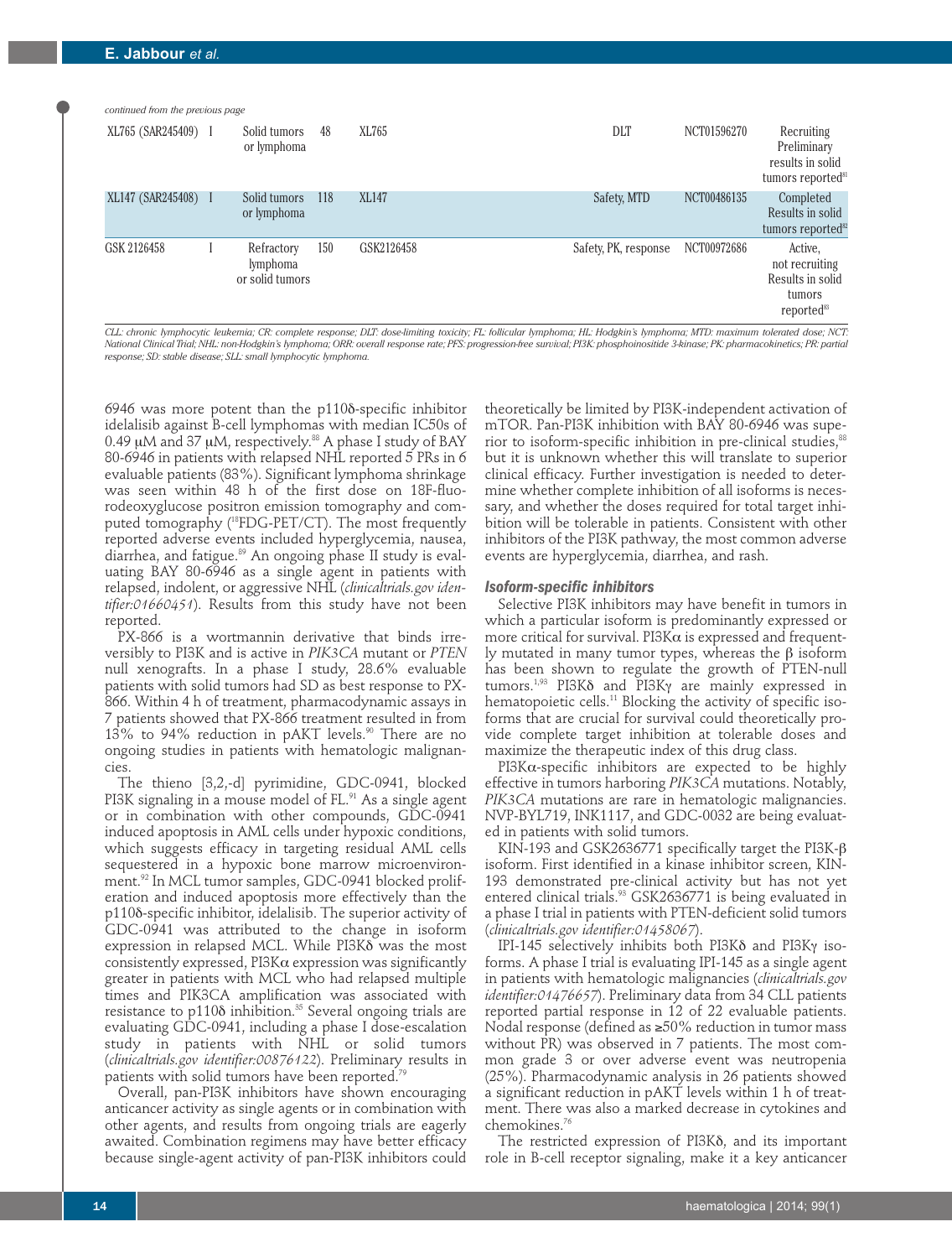*continued from the previous page*

| | | | | | | | |
|---|---|---|---|---|---|---|---|
| XL765 (SAR245409) | I | Solid tumors or lymphoma | 48 | XL765 | DLT | NCT01596270 | Recruiting Preliminary results in solid tumors reported[81] |
| XL147 (SAR245408) | I | Solid tumors or lymphoma | 118 | XL147 | Safety, MTD | NCT00486135 | Completed Results in solid tumors reported[82] |
| GSK 2126458 | I | Refractory lymphoma or solid tumors | 150 | GSK2126458 | Safety, PK, response | NCT00972686 | Active, not recruiting Results in solid tumors reported[83] |

*CLL: chronic lymphocytic leukemia; CR: complete response; DLT: dose-limiting toxicity; FL: follicular lymphoma; HL: Hodgkin's lymphoma; MTD: maximum tolerated dose; NCT: National Clinical Trial; NHL: non-Hodgkin's lymphoma; ORR: overall response rate; PFS: progression-free survival; PI3K: phosphoinositide 3-kinase; PK: pharmacokinetics; PR: partial response; SD: stable disease; SLL: small lymphocytic lymphoma.*

6946 was more potent than the p110δ-specific inhibitor idelalisib against B-cell lymphomas with median IC50s of 0.49 μM and 37 μM, respectively.[88] A phase I study of BAY 80-6946 in patients with relapsed NHL reported 5 PRs in 6 evaluable patients (83%). Significant lymphoma shrinkage was seen within 48 h of the first dose on 18F-fluorodeoxyglucose positron emission tomography and computed tomography ($^{18}$FDG-PET/CT). The most frequently reported adverse events included hyperglycemia, nausea, diarrhea, and fatigue.[89] An ongoing phase II study is evaluating BAY 80-6946 as a single agent in patients with relapsed, indolent, or aggressive NHL (*clinicaltrials.gov identifier:01660451*). Results from this study have not been reported.

PX-866 is a wortmannin derivative that binds irreversibly to PI3K and is active in *PIK3CA* mutant or *PTEN* null xenografts. In a phase I study, 28.6% evaluable patients with solid tumors had SD as best response to PX-866. Within 4 h of treatment, pharmacodynamic assays in 7 patients showed that PX-866 treatment resulted in from 13% to 94% reduction in pAKT levels.[90] There are no ongoing studies in patients with hematologic malignancies.

The thieno [3,2,-d] pyrimidine, GDC-0941, blocked PI3K signaling in a mouse model of FL.[91] As a single agent or in combination with other compounds, GDC-0941 induced apoptosis in AML cells under hypoxic conditions, which suggests efficacy in targeting residual AML cells sequestered in a hypoxic bone marrow microenvironment.[92] In MCL tumor samples, GDC-0941 blocked proliferation and induced apoptosis more effectively than the p110δ-specific inhibitor, idelalisib. The superior activity of GDC-0941 was attributed to the change in isoform expression in relapsed MCL. While PI3Kδ was the most consistently expressed, PI3Kα expression was significantly greater in patients with MCL who had relapsed multiple times and PIK3CA amplification was associated with resistance to p110δ inhibition.[35] Several ongoing trials are evaluating GDC-0941, including a phase I dose-escalation study in patients with NHL or solid tumors (*clinicaltrials.gov identifier:00876122*). Preliminary results in patients with solid tumors have been reported.[79]

Overall, pan-PI3K inhibitors have shown encouraging anticancer activity as single agents or in combination with other agents, and results from ongoing trials are eagerly awaited. Combination regimens may have better efficacy because single-agent activity of pan-PI3K inhibitors could theoretically be limited by PI3K-independent activation of mTOR. Pan-PI3K inhibition with BAY 80-6946 was superior to isoform-specific inhibition in pre-clinical studies,[88] but it is unknown whether this will translate to superior clinical efficacy. Further investigation is needed to determine whether complete inhibition of all isoforms is necessary, and whether the doses required for total target inhibition will be tolerable in patients. Consistent with other inhibitors of the PI3K pathway, the most common adverse events are hyperglycemia, diarrhea, and rash.

### *Isoform-specific inhibitors*

Selective PI3K inhibitors may have benefit in tumors in which a particular isoform is predominantly expressed or more critical for survival. PI3Kα is expressed and frequently mutated in many tumor types, whereas the β isoform has been shown to regulate the growth of PTEN-null tumors.[1,93] PI3Kδ and PI3Kγ are mainly expressed in hematopoietic cells.[11] Blocking the activity of specific isoforms that are crucial for survival could theoretically provide complete target inhibition at tolerable doses and maximize the therapeutic index of this drug class.

PI3Kα-specific inhibitors are expected to be highly effective in tumors harboring *PIK3CA* mutations. Notably, *PIK3CA* mutations are rare in hematologic malignancies. NVP-BYL719, INK1117, and GDC-0032 are being evaluated in patients with solid tumors.

KIN-193 and GSK2636771 specifically target the PI3K-β isoform. First identified in a kinase inhibitor screen, KIN-193 demonstrated pre-clinical activity but has not yet entered clinical trials.[93] GSK2636771 is being evaluated in a phase I trial in patients with PTEN-deficient solid tumors (*clinicaltrials.gov identifier:01458067*).

IPI-145 selectively inhibits both PI3Kδ and PI3Kγ isoforms. A phase I trial is evaluating IPI-145 as a single agent in patients with hematologic malignancies (*clinicaltrials.gov identifier:01476657*). Preliminary data from 34 CLL patients reported partial response in 12 of 22 evaluable patients. Nodal response (defined as ≥50% reduction in tumor mass without PR) was observed in 7 patients. The most common grade 3 or over adverse event was neutropenia (25%). Pharmacodynamic analysis in 26 patients showed a significant reduction in pAKT levels within 1 h of treatment. There was also a marked decrease in cytokines and chemokines.[76]

The restricted expression of PI3Kδ, and its important role in B-cell receptor signaling, make it a key anticancer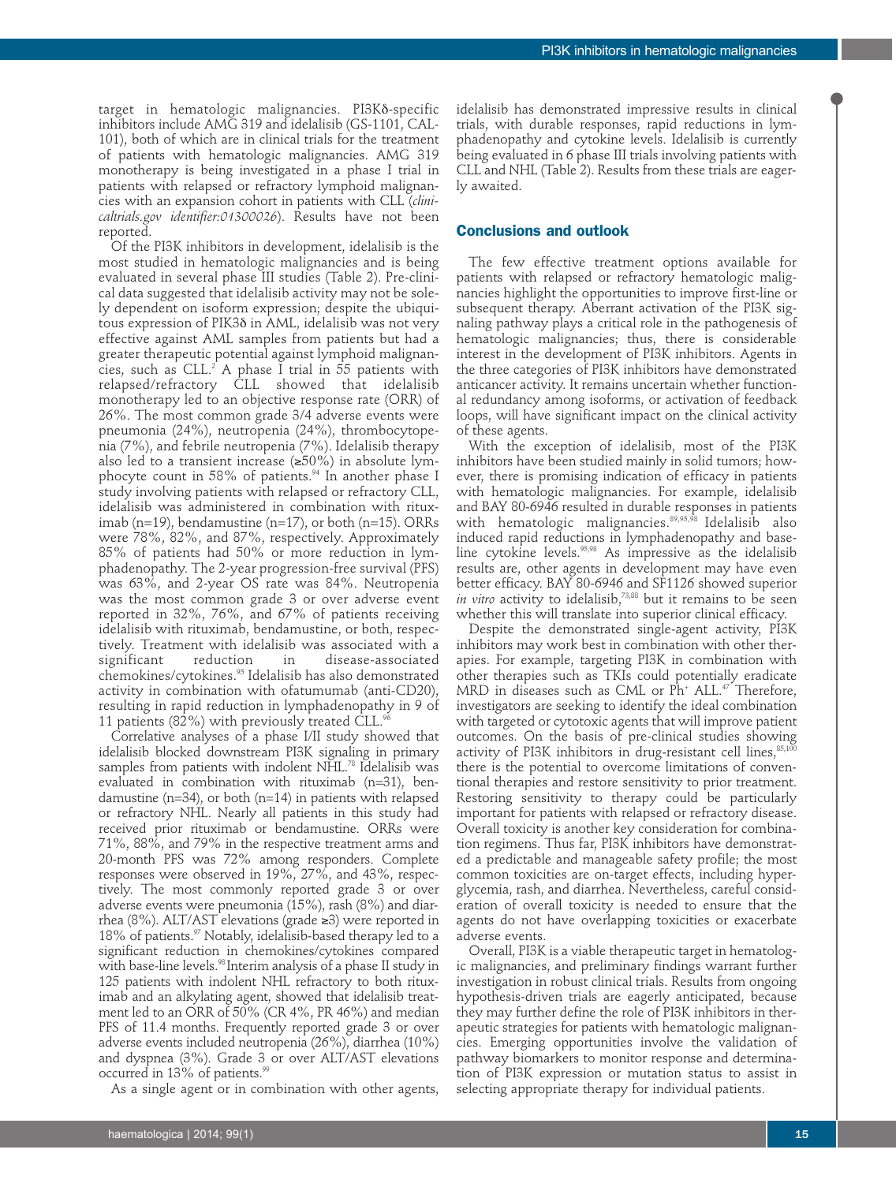target in hematologic malignancies. PI3Kδ-specific inhibitors include AMG 319 and idelalisib (GS-1101, CAL-101), both of which are in clinical trials for the treatment of patients with hematologic malignancies. AMG 319 monotherapy is being investigated in a phase I trial in patients with relapsed or refractory lymphoid malignancies with an expansion cohort in patients with CLL (*clinicaltrials.gov identifier:01300026*). Results have not been reported.

Of the PI3K inhibitors in development, idelalisib is the most studied in hematologic malignancies and is being evaluated in several phase III studies (Table 2). Pre-clinical data suggested that idelalisib activity may not be solely dependent on isoform expression; despite the ubiquitous expression of PIK3δ in AML, idelalisib was not very effective against AML samples from patients but had a greater therapeutic potential against lymphoid malignancies, such as CLL.[2] A phase I trial in 55 patients with relapsed/refractory CLL showed that idelalisib monotherapy led to an objective response rate (ORR) of 26%. The most common grade 3/4 adverse events were pneumonia (24%), neutropenia (24%), thrombocytopenia (7%), and febrile neutropenia (7%). Idelalisib therapy also led to a transient increase (≥50%) in absolute lymphocyte count in 58% of patients.[94] In another phase I study involving patients with relapsed or refractory CLL, idelalisib was administered in combination with rituximab (n=19), bendamustine (n=17), or both (n=15). ORRs were 78%, 82%, and 87%, respectively. Approximately 85% of patients had 50% or more reduction in lymphadenopathy. The 2-year progression-free survival (PFS) was 63%, and 2-year OS rate was 84%. Neutropenia was the most common grade 3 or over adverse event reported in 32%, 76%, and 67% of patients receiving idelalisib with rituximab, bendamustine, or both, respectively. Treatment with idelalisib was associated with a significant reduction in disease-associated chemokines/cytokines.[95] Idelalisib has also demonstrated activity in combination with ofatumumab (anti-CD20), resulting in rapid reduction in lymphadenopathy in 9 of 11 patients (82%) with previously treated CLL.[96]

Correlative analyses of a phase I/II study showed that idelalisib blocked downstream PI3K signaling in primary samples from patients with indolent NHL.[78] Idelalisib was evaluated in combination with rituximab (n=31), bendamustine (n=34), or both (n=14) in patients with relapsed or refractory NHL. Nearly all patients in this study had received prior rituximab or bendamustine. ORRs were 71%, 88%, and 79% in the respective treatment arms and 20-month PFS was 72% among responders. Complete responses were observed in 19%, 27%, and 43%, respectively. The most commonly reported grade 3 or over adverse events were pneumonia (15%), rash (8%) and diarrhea (8%). ALT/AST elevations (grade ≥3) were reported in 18% of patients.[97] Notably, idelalisib-based therapy led to a significant reduction in chemokines/cytokines compared with base-line levels.[98] Interim analysis of a phase II study in 125 patients with indolent NHL refractory to both rituximab and an alkylating agent, showed that idelalisib treatment led to an ORR of 50% (CR 4%, PR 46%) and median PFS of 11.4 months. Frequently reported grade 3 or over adverse events included neutropenia (26%), diarrhea (10%) and dyspnea (3%). Grade 3 or over ALT/AST elevations occurred in 13% of patients.[99]

As a single agent or in combination with other agents, idelalisib has demonstrated impressive results in clinical trials, with durable responses, rapid reductions in lymphadenopathy and cytokine levels. Idelalisib is currently being evaluated in 6 phase III trials involving patients with CLL and NHL (Table 2). Results from these trials are eagerly awaited.

## Conclusions and outlook

The few effective treatment options available for patients with relapsed or refractory hematologic malignancies highlight the opportunities to improve first-line or subsequent therapy. Aberrant activation of the PI3K signaling pathway plays a critical role in the pathogenesis of hematologic malignancies; thus, there is considerable interest in the development of PI3K inhibitors. Agents in the three categories of PI3K inhibitors have demonstrated anticancer activity. It remains uncertain whether functional redundancy among isoforms, or activation of feedback loops, will have significant impact on the clinical activity of these agents.

With the exception of idelalisib, most of the PI3K inhibitors have been studied mainly in solid tumors; however, there is promising indication of efficacy in patients with hematologic malignancies. For example, idelalisib and BAY 80-6946 resulted in durable responses in patients with hematologic malignancies.[89,95,98] Idelalisib also induced rapid reductions in lymphadenopathy and baseline cytokine levels.[95,98] As impressive as the idelalisib results are, other agents in development may have even better efficacy. BAY 80-6946 and SF1126 showed superior *in vitro* activity to idelalisib,[73,88] but it remains to be seen whether this will translate into superior clinical efficacy.

Despite the demonstrated single-agent activity, PI3K inhibitors may work best in combination with other therapies. For example, targeting PI3K in combination with other therapies such as TKIs could potentially eradicate MRD in diseases such as CML or Ph$^+$ ALL.[47] Therefore, investigators are seeking to identify the ideal combination with targeted or cytotoxic agents that will improve patient outcomes. On the basis of pre-clinical studies showing activity of PI3K inhibitors in drug-resistant cell lines,[85,100] there is the potential to overcome limitations of conventional therapies and restore sensitivity to prior treatment. Restoring sensitivity to therapy could be particularly important for patients with relapsed or refractory disease. Overall toxicity is another key consideration for combination regimens. Thus far, PI3K inhibitors have demonstrated a predictable and manageable safety profile; the most common toxicities are on-target effects, including hyperglycemia, rash, and diarrhea. Nevertheless, careful consideration of overall toxicity is needed to ensure that the agents do not have overlapping toxicities or exacerbate adverse events.

Overall, PI3K is a viable therapeutic target in hematologic malignancies, and preliminary findings warrant further investigation in robust clinical trials. Results from ongoing hypothesis-driven trials are eagerly anticipated, because they may further define the role of PI3K inhibitors in therapeutic strategies for patients with hematologic malignancies. Emerging opportunities involve the validation of pathway biomarkers to monitor response and determination of PI3K expression or mutation status to assist in selecting appropriate therapy for individual patients.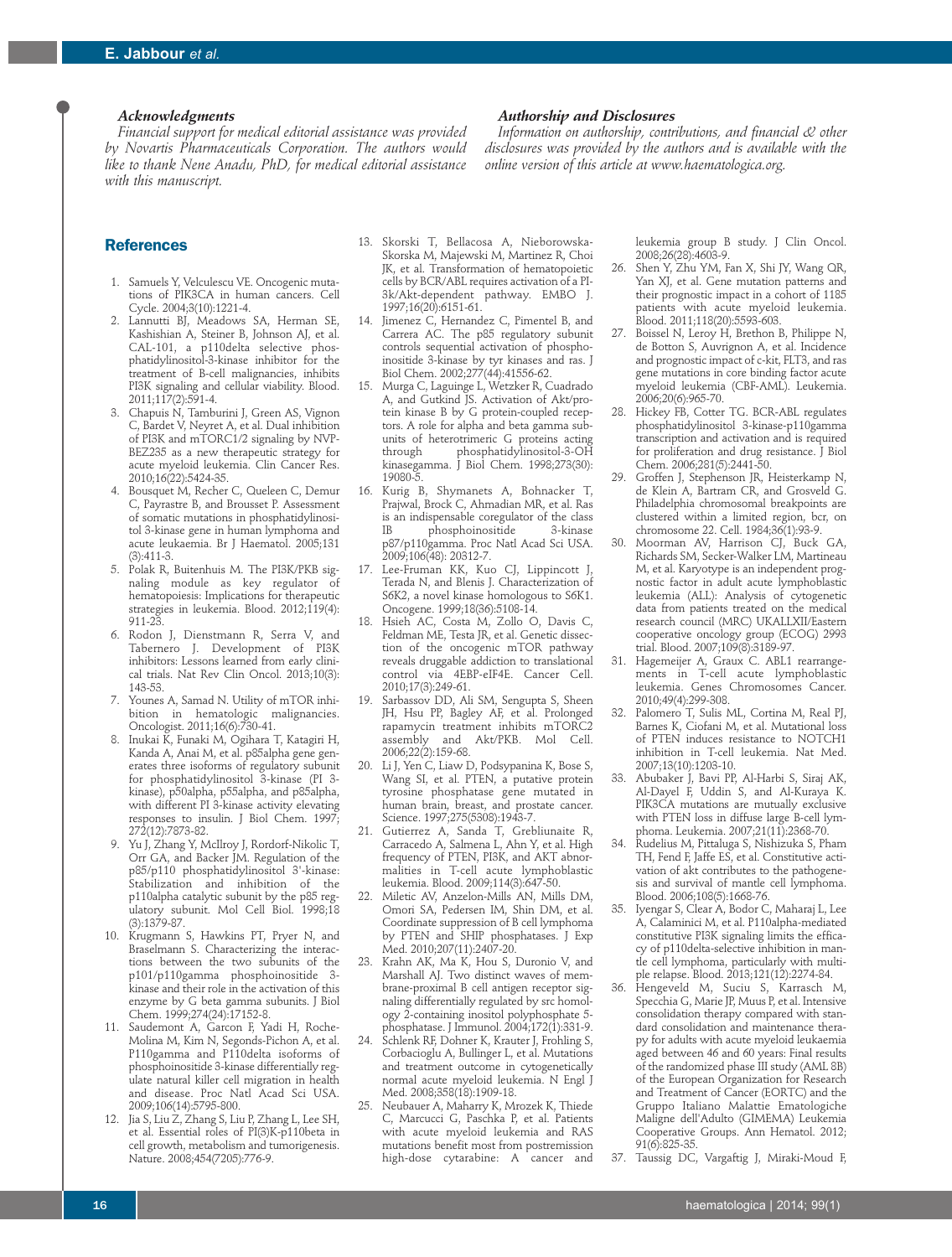### Acknowledgments

*Financial support for medical editorial assistance was provided by Novartis Pharmaceuticals Corporation. The authors would like to thank Nene Anadu, PhD, for medical editorial assistance with this manuscript.*

### Authorship and Disclosures

*Information on authorship, contributions, and financial & other disclosures was provided by the authors and is available with the online version of this article at www.haematologica.org.*

## References

1. Samuels Y, Velculescu VE. Oncogenic mutations of PIK3CA in human cancers. Cell Cycle. 2004;3(10):1221-4.
2. Lannutti BJ, Meadows SA, Herman SE, Kashishian A, Steiner B, Johnson AJ, et al. CAL-101, a p110delta selective phosphatidylinositol-3-kinase inhibitor for the treatment of B-cell malignancies, inhibits PI3K signaling and cellular viability. Blood. 2011;117(2):591-4.
3. Chapuis N, Tamburini J, Green AS, Vignon C, Bardet V, Neyret A, et al. Dual inhibition of PI3K and mTORC1/2 signaling by NVP-BEZ235 as a new therapeutic strategy for acute myeloid leukemia. Clin Cancer Res. 2010;16(22):5424-35.
4. Bousquet M, Recher C, Queleen C, Demur C, Payrastre B, and Brousset P. Assessment of somatic mutations in phosphatidylinositol 3-kinase gene in human lymphoma and acute leukaemia. Br J Haematol. 2005;131(3):411-3.
5. Polak R, Buitenhuis M. The PI3K/PKB signaling module as key regulator of hematopoiesis: Implications for therapeutic strategies in leukemia. Blood. 2012;119(4):911-23.
6. Rodon J, Dienstmann R, Serra V, and Tabernero J. Development of PI3K inhibitors: Lessons learned from early clinical trials. Nat Rev Clin Oncol. 2013;10(3):143-53.
7. Younes A, Samad N. Utility of mTOR inhibition in hematologic malignancies. Oncologist. 2011;16(6):730-41.
8. Inukai K, Funaki M, Ogihara T, Katagiri H, Kanda A, Anai M, et al. p85alpha gene generates three isoforms of regulatory subunit for phosphatidylinositol 3-kinase (PI 3-kinase), p50alpha, p55alpha, and p85alpha, with different PI 3-kinase activity elevating responses to insulin. J Biol Chem. 1997;272(12):7873-82.
9. Yu J, Zhang Y, McIlroy J, Rordorf-Nikolic T, Orr GA, and Backer JM. Regulation of the p85/p110 phosphatidylinositol 3'-kinase: Stabilization and inhibition of the p110alpha catalytic subunit by the p85 regulatory subunit. Mol Cell Biol. 1998;18(3):1379-87.
10. Krugmann S, Hawkins PT, Pryer N, and Braselmann S. Characterizing the interactions between the two subunits of the p101/p110gamma phosphoinositide 3-kinase and their role in the activation of this enzyme by G beta gamma subunits. J Biol Chem. 1999;274(24):17152-8.
11. Saudemont A, Garcon F, Yadi H, Roche-Molina M, Kim N, Segonds-Pichon A, et al. P110gamma and P110delta isoforms of phosphoinositide 3-kinase differentially regulate natural killer cell migration in health and disease. Proc Natl Acad Sci USA. 2009;106(14):5795-800.
12. Jia S, Liu Z, Zhang S, Liu P, Zhang L, Lee SH, et al. Essential roles of PI(3)K-p110beta in cell growth, metabolism and tumorigenesis. Nature. 2008;454(7205):776-9.
13. Skorski T, Bellacosa A, Nieborowska-Skorska M, Majewski M, Martinez R, Choi JK, et al. Transformation of hematopoietic cells by BCR/ABL requires activation of a PI-3k/Akt-dependent pathway. EMBO J. 1997;16(20):6151-61.
14. Jimenez C, Hernandez C, Pimentel B, and Carrera AC. The p85 regulatory subunit controls sequential activation of phosphoinositide 3-kinase by tyr kinases and ras. J Biol Chem. 2002;277(44):41556-62.
15. Murga C, Laguinge L, Wetzker R, Cuadrado A, and Gutkind JS. Activation of Akt/protein kinase B by G protein-coupled receptors. A role for alpha and beta gamma subunits of heterotrimeric G proteins acting through phosphatidylinositol-3-OH kinasegamma. J Biol Chem. 1998;273(30):19080-5.
16. Kurig B, Shymanets A, Bohnacker T, Prajwal, Brock C, Ahmadian MR, et al. Ras is an indispensable coregulator of the class IB phosphoinositide 3-kinase p87/p110gamma. Proc Natl Acad Sci USA. 2009;106(48):20312-7.
17. Lee-Fruman KK, Kuo CJ, Lippincott J, Terada N, and Blenis J. Characterization of S6K2, a novel kinase homologous to S6K1. Oncogene. 1999;18(36):5108-14.
18. Hsieh AC, Costa M, Zollo O, Davis C, Feldman ME, Testa JR, et al. Genetic dissection of the oncogenic mTOR pathway reveals druggable addiction to translational control via 4EBP-eIF4E. Cancer Cell. 2010;17(3):249-61.
19. Sarbassov DD, Ali SM, Sengupta S, Sheen JH, Hsu PP, Bagley AF, et al. Prolonged rapamycin treatment inhibits mTORC2 assembly and Akt/PKB. Mol Cell. 2006;22(2):159-68.
20. Li J, Yen C, Liaw D, Podsypanina K, Bose S, Wang SI, et al. PTEN, a putative protein tyrosine phosphatase gene mutated in human brain, breast, and prostate cancer. Science. 1997;275(5308):1943-7.
21. Gutierrez A, Sanda T, Grebliunaite R, Carracedo A, Salmena L, Ahn Y, et al. High frequency of PTEN, PI3K, and AKT abnormalities in T-cell acute lymphoblastic leukemia. Blood. 2009;114(3):647-50.
22. Miletic AV, Anzelon-Mills AN, Mills DM, Omori SA, Pedersen IM, Shin DM, et al. Coordinate suppression of B cell lymphoma by PTEN and SHIP phosphatases. J Exp Med. 2010;207(11):2407-20.
23. Krahn AK, Ma K, Hou S, Duronio V, and Marshall AJ. Two distinct waves of membrane-proximal B cell antigen receptor signaling differentially regulated by src homology 2-containing inositol polyphosphate 5-phosphatase. J Immunol. 2004;172(1):331-9.
24. Schlenk RF, Dohner K, Krauter J, Frohling S, Corbacioglu A, Bullinger L, et al. Mutations and treatment outcome in cytogenetically normal acute myeloid leukemia. N Engl J Med. 2008;358(18):1909-18.
25. Neubauer A, Maharry K, Mrozek K, Thiede C, Marcucci G, Paschka P, et al. Patients with acute myeloid leukemia and RAS mutations benefit most from postremission high-dose cytarabine: A cancer and leukemia group B study. J Clin Oncol. 2008;26(28):4603-9.
26. Shen Y, Zhu YM, Fan X, Shi JY, Wang QR, Yan XJ, et al. Gene mutation patterns and their prognostic impact in a cohort of 1185 patients with acute myeloid leukemia. Blood. 2011;118(20):5593-603.
27. Boissel N, Leroy H, Brethon B, Philippe N, de Botton S, Auvrignon A, et al. Incidence and prognostic impact of c-Kit, FLT3, and ras gene mutations in core binding factor acute myeloid leukemia (CBF-AML). Leukemia. 2006;20(6):965-70.
28. Hickey FB, Cotter TG. BCR-ABL regulates phosphatidylinositol 3-kinase-p110gamma transcription and activation and is required for proliferation and drug resistance. J Biol Chem. 2006;281(5):2441-50.
29. Groffen J, Stephenson JR, Heisterkamp N, de Klein A, Bartram CR, and Grosveld G. Philadelphia chromosomal breakpoints are clustered within a limited region, bcr, on chromosome 22. Cell. 1984;36(1):93-9.
30. Moorman AV, Harrison CJ, Buck GA, Richards SM, Secker-Walker LM, Martineau M, et al. Karyotype is an independent prognostic factor in adult acute lymphoblastic leukemia (ALL): Analysis of cytogenetic data from patients treated on the medical research council (MRC) UKALLXII/Eastern cooperative oncology group (ECOG) 2993 trial. Blood. 2007;109(8):3189-97.
31. Hagemeijer A, Graux C. ABL1 rearrangements in T-cell acute lymphoblastic leukemia. Genes Chromosomes Cancer. 2010;49(4):299-308.
32. Palomero T, Sulis ML, Cortina M, Real PJ, Barnes K, Ciofani M, et al. Mutational loss of PTEN induces resistance to NOTCH1 inhibition in T-cell leukemia. Nat Med. 2007;13(10):1203-10.
33. Abubaker J, Bavi PP, Al-Harbi S, Siraj AK, Al-Dayel F, Uddin S, and Al-Kuraya K. PIK3CA mutations are mutually exclusive with PTEN loss in diffuse large B-cell lymphoma. Leukemia. 2007;21(11):2368-70.
34. Rudelius M, Pittaluga S, Nishizuka S, Pham TH, Fend F, Jaffe ES, et al. Constitutive activation of akt contributes to the pathogenesis and survival of mantle cell lymphoma. Blood. 2006;108(5):1668-76.
35. Iyengar S, Clear A, Bodor C, Maharaj L, Lee A, Calaminici M, et al. P110alpha-mediated constitutive PI3K signaling limits the efficacy of p110delta-selective inhibition in mantle cell lymphoma, particularly with multiple relapse. Blood. 2013;121(12):2274-84.
36. Hengeveld M, Suciu S, Karrasch M, Specchia G, Marie JP, Muus P, et al. Intensive consolidation therapy compared with standard consolidation and maintenance therapy for adults with acute myeloid leukaemia aged between 46 and 60 years: Final results of the randomized phase III study (AML 8B) of the European Organization for Research and Treatment of Cancer (EORTC) and the Gruppo Italiano Malattie Ematologiche Maligne dell'Adulto (GIMEMA) Leukemia Cooperative Groups. Ann Hematol. 2012;91(6):825-35.
37. Taussig DC, Vargaftig J, Miraki-Moud F,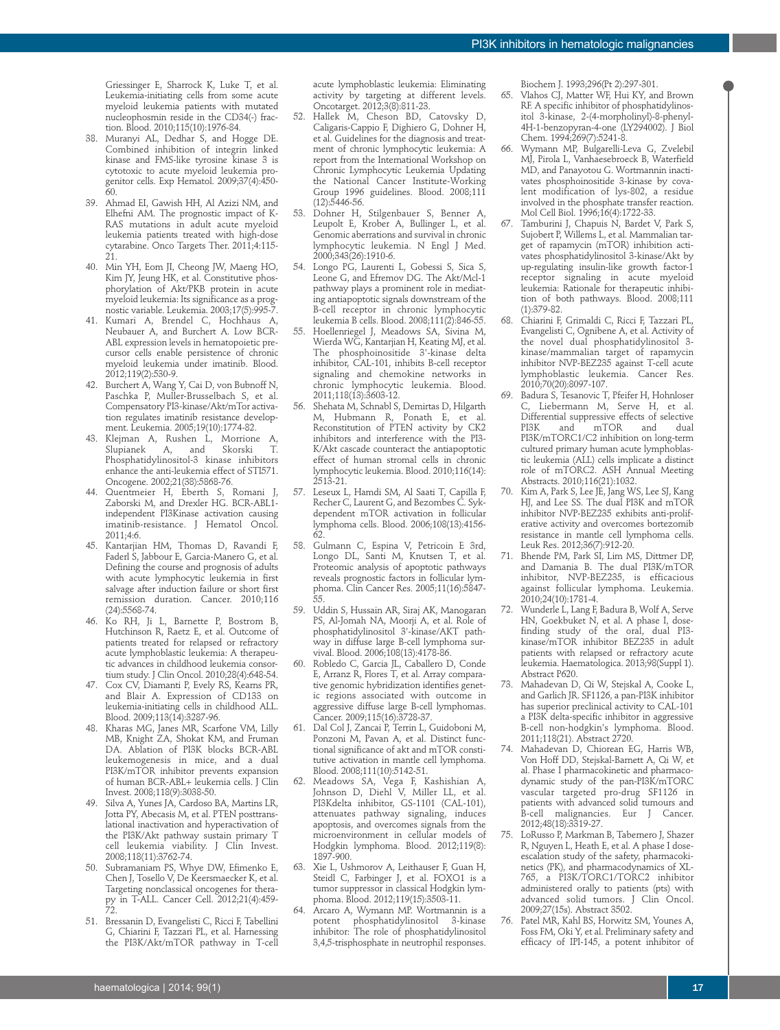Griessinger E, Sharrock K, Luke T, et al. Leukemia-initiating cells from some acute myeloid leukemia patients with mutated nucleophosmin reside in the CD34(-) fraction. Blood. 2010;115(10):1976-84.

38. Muranyi AL, Dedhar S, and Hogge DE. Combined inhibition of integrin linked kinase and FMS-like tyrosine kinase 3 is cytotoxic to acute myeloid leukemia progenitor cells. Exp Hematol. 2009;37(4):450-60.
39. Ahmad EI, Gawish HH, Al Azizi NM, and Elhefni AM. The prognostic impact of K-RAS mutations in adult acute myeloid leukemia patients treated with high-dose cytarabine. Onco Targets Ther. 2011;4:115-21.
40. Min YH, Eom JI, Cheong JW, Maeng HO, Kim JY, Jeung HK, et al. Constitutive phosphorylation of Akt/PKB protein in acute myeloid leukemia: Its significance as a prognostic variable. Leukemia. 2003;17(5):995-7.
41. Kumari A, Brendel C, Hochhaus A, Neubauer A, and Burchert A. Low BCR-ABL expression levels in hematopoietic precursor cells enable persistence of chronic myeloid leukemia under imatinib. Blood. 2012;119(2):530-9.
42. Burchert A, Wang Y, Cai D, von Bubnoff N, Paschka P, Muller-Brusselbach S, et al. Compensatory PI3-kinase/Akt/mTor activation regulates imatinib resistance development. Leukemia. 2005;19(10):1774-82.
43. Klejman A, Rushen L, Morrione A, Slupianek A, and Skorski T. Phosphatidylinositol-3 kinase inhibitors enhance the anti-leukemia effect of STI571. Oncogene. 2002;21(38):5868-76.
44. Quentmeier H, Eberth S, Romani J, Zaborski M, and Drexler HG. BCR-ABL1-independent PI3Kinase activation causing imatinib-resistance. J Hematol Oncol. 2011;4:6.
45. Kantarjian HM, Thomas D, Ravandi F, Faderl S, Jabbour E, Garcia-Manero G, et al. Defining the course and prognosis of adults with acute lymphocytic leukemia in first salvage after induction failure or short first remission duration. Cancer. 2010;116(24):5568-74.
46. Ko RH, Ji L, Barnette P, Bostrom B, Hutchinson R, Raetz E, et al. Outcome of patients treated for relapsed or refractory acute lymphoblastic leukemia: A therapeutic advances in childhood leukemia consortium study. J Clin Oncol. 2010;28(4):648-54.
47. Cox CV, Diamanti P, Evely RS, Kearns PR, and Blair A. Expression of CD133 on leukemia-initiating cells in childhood ALL. Blood. 2009;113(14):3287-96.
48. Kharas MG, Janes MR, Scarfone VM, Lilly MB, Knight ZA, Shokat KM, and Fruman DA. Ablation of PI3K blocks BCR-ABL leukemogenesis in mice, and a dual PI3K/mTOR inhibitor prevents expansion of human BCR-ABL+ leukemia cells. J Clin Invest. 2008;118(9):3038-50.
49. Silva A, Yunes JA, Cardoso BA, Martins LR, Jotta PY, Abecasis M, et al. PTEN posttranslational inactivation and hyperactivation of the PI3K/Akt pathway sustain primary T cell leukemia viability. J Clin Invest. 2008;118(11):3762-74.
50. Subramaniam PS, Whye DW, Efimenko E, Chen J, Tosello V, De Keersmaecker K, et al. Targeting nonclassical oncogenes for therapy in T-ALL. Cancer Cell. 2012;21(4):459-72.
51. Bressanin D, Evangelisti C, Ricci F, Tabellini G, Chiarini F, Tazzari PL, et al. Harnessing the PI3K/Akt/mTOR pathway in T-cell acute lymphoblastic leukemia: Eliminating activity by targeting at different levels. Oncotarget. 2012;3(8):811-23.
52. Hallek M, Cheson BD, Catovsky D, Caligaris-Cappio F, Dighiero G, Dohner H, et al. Guidelines for the diagnosis and treatment of chronic lymphocytic leukemia: A report from the International Workshop on Chronic Lymphocytic Leukemia Updating the National Cancer Institute-Working Group 1996 guidelines. Blood. 2008;111(12):5446-56.
53. Dohner H, Stilgenbauer S, Benner A, Leupolt E, Krober A, Bullinger L, et al. Genomic aberrations and survival in chronic lymphocytic leukemia. N Engl J Med. 2000;343(26):1910-6.
54. Longo PG, Laurenti L, Gobessi S, Sica S, Leone G, and Efremov DG. The Akt/Mcl-1 pathway plays a prominent role in mediating antiapoptotic signals downstream of the B-cell receptor in chronic lymphocytic leukemia B cells. Blood. 2008;111(2):846-55.
55. Hoellenriegel J, Meadows SA, Sivina M, Wierda WG, Kantarjian H, Keating MJ, et al. The phosphoinositide 3'-kinase delta inhibitor, CAL-101, inhibits B-cell receptor signaling and chemokine networks in chronic lymphocytic leukemia. Blood. 2011;118(13):3603-12.
56. Shehata M, Schnabl S, Demirtas D, Hilgarth M, Hubmann R, Ponath E, et al. Reconstitution of PTEN activity by CK2 inhibitors and interference with the PI3-K/Akt cascade counteract the antiapoptotic effect of human stromal cells in chronic lymphocytic leukemia. Blood. 2010;116(14):2513-21.
57. Leseux L, Hamdi SM, Al Saati T, Capilla F, Recher C, Laurent G, and Bezombes C. Syk-dependent mTOR activation in follicular lymphoma cells. Blood. 2006;108(13):4156-62.
58. Gulmann C, Espina V, Petricoin E 3rd, Longo DL, Santi M, Knutsen T, et al. Proteomic analysis of apoptotic pathways reveals prognostic factors in follicular lymphoma. Clin Cancer Res. 2005;11(16):5847-55.
59. Uddin S, Hussain AR, Siraj AK, Manogaran PS, Al-Jomah NA, Moorji A, et al. Role of phosphatidylinositol 3'-kinase/AKT pathway in diffuse large B-cell lymphoma survival. Blood. 2006;108(13):4178-86.
60. Robledo C, Garcia JL, Caballero D, Conde E, Arranz R, Flores T, et al. Array comparative genomic hybridization identifies genetic regions associated with outcome in aggressive diffuse large B-cell lymphomas. Cancer. 2009;115(16):3728-37.
61. Dal Col J, Zancai P, Terrin L, Guidoboni M, Ponzoni M, Pavan A, et al. Distinct functional significance of akt and mTOR constitutive activation in mantle cell lymphoma. Blood. 2008;111(10):5142-51.
62. Meadows SA, Vega F, Kashishian A, Johnson D, Diehl V, Miller LL, et al. PI3Kdelta inhibitor, GS-1101 (CAL-101), attenuates pathway signaling, induces apoptosis, and overcomes signals from the microenvironment in cellular models of Hodgkin lymphoma. Blood. 2012;119(8):1897-900.
63. Xie L, Ushmorov A, Leithauser F, Guan H, Steidl C, Farbinger J, et al. FOXO1 is a tumor suppressor in classical Hodgkin lymphoma. Blood. 2012;119(15):3503-11.
64. Arcaro A, Wymann MP. Wortmannin is a potent phosphatidylinositol 3-kinase inhibitor: The role of phosphatidylinositol 3,4,5-trisphosphate in neutrophil responses. Biochem J. 1993;296(Pt 2):297-301.
65. Vlahos CJ, Matter WF, Hui KY, and Brown RF. A specific inhibitor of phosphatidylinositol 3-kinase, 2-(4-morpholinyl)-8-phenyl-4H-1-benzopyran-4-one (LY294002). J Biol Chem. 1994;269(7):5241-8.
66. Wymann MP, Bulgarelli-Leva G, Zvelebil MJ, Pirola L, Vanhaesebroeck B, Waterfield MD, and Panayotou G. Wortmannin inactivates phosphoinositide 3-kinase by covalent modification of lys-802, a residue involved in the phosphate transfer reaction. Mol Cell Biol. 1996;16(4):1722-33.
67. Tamburini J, Chapuis N, Bardet V, Park S, Sujobert P, Willems L, et al. Mammalian target of rapamycin (mTOR) inhibition activates phosphatidylinositol 3-kinase/Akt by up-regulating insulin-like growth factor-1 receptor signaling in acute myeloid leukemia: Rationale for therapeutic inhibition of both pathways. Blood. 2008;111(1):379-82.
68. Chiarini F, Grimaldi C, Ricci F, Tazzari PL, Evangelisti C, Ognibene A, et al. Activity of the novel dual phosphatidylinositol 3-kinase/mammalian target of rapamycin inhibitor NVP-BEZ235 against T-cell acute lymphoblastic leukemia. Cancer Res. 2010;70(20):8097-107.
69. Badura S, Tesanovic T, Pfeifer H, Hohnloser C, Liebermann M, Serve H, et al. Differential suppressive effects of selective PI3K and mTOR and dual PI3K/mTORC1/C2 inhibition on long-term cultured primary human acute lymphoblastic leukemia (ALL) cells implicate a distinct role of mTORC2. ASH Annual Meeting Abstracts. 2010;116(21):1032.
70. Kim A, Park S, Lee JE, Jang WS, Lee SJ, Kang HJ, and Lee SS. The dual PI3K and mTOR inhibitor NVP-BEZ235 exhibits anti-proliferative activity and overcomes bortezomib resistance in mantle cell lymphoma cells. Leuk Res. 2012;36(7):912-20.
71. Bhende PM, Park SI, Lim MS, Dittmer DP, and Damania B. The dual PI3K/mTOR inhibitor, NVP-BEZ235, is efficacious against follicular lymphoma. Leukemia. 2010;24(10):1781-4.
72. Wunderle L, Lang F, Badura B, Wolf A, Serve HN, Goekbuket N, et al. A phase I, dose-finding study of the oral, dual PI3-kinase/mTOR inhibitor BEZ235 in adult patients with relapsed or refractory acute leukemia. Haematologica. 2013;98(Suppl 1). Abstract P620.
73. Mahadevan D, Qi W, Stejskal A, Cooke L, and Garlich JR. SF1126, a pan-PI3K inhibitor has superior preclinical activity to CAL-101 a PI3K delta-specific inhibitor in aggressive B-cell non-hodgkin's lymphoma. Blood. 2011;118(21). Abstract 2720.
74. Mahadevan D, Chiorean EG, Harris WB, Von Hoff DD, Stejskal-Barnett A, Qi W, et al. Phase I pharmacokinetic and pharmacodynamic study of the pan-PI3K/mTORC vascular targeted pro-drug SF1126 in patients with advanced solid tumours and B-cell malignancies. Eur J Cancer. 2012;48(18):3319-27.
75. LoRusso P, Markman B, Tabernero J, Shazer R, Nguyen L, Heath E, et al. A phase I dose-escalation study of the safety, pharmacokinetics (PK), and pharmacodynamics of XL-765, a PI3K/TORC1/TORC2 inhibitor administered orally to patients (pts) with advanced solid tumors. J Clin Oncol. 2009;27(15s). Abstract 3502.
76. Patel MR, Kahl BS, Horwitz SM, Younes A, Foss FM, Oki Y, et al. Preliminary safety and efficacy of IPI-145, a potent inhibitor of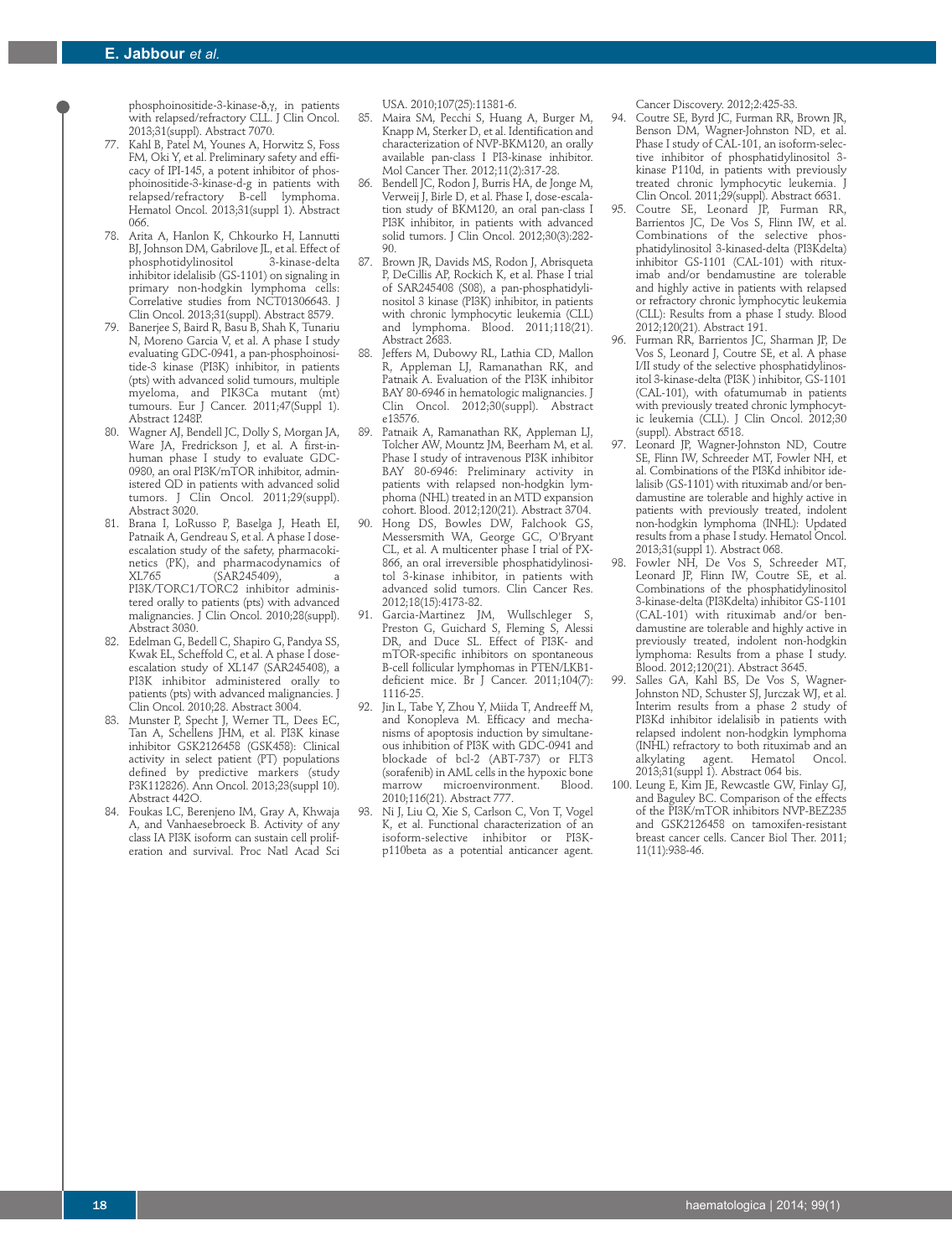phosphoinositide-3-kinase-δ,γ, in patients with relapsed/refractory CLL. J Clin Oncol. 2013;31(suppl). Abstract 7070.

77. Kahl B, Patel M, Younes A, Horwitz S, Foss FM, Oki Y, et al. Preliminary safety and efficacy of IPI-145, a potent inhibitor of phosphoinositide-3-kinase-d-g in patients with relapsed/refractory B-cell lymphoma. Hematol Oncol. 2013;31(suppl 1). Abstract 066.
78. Arita A, Hanlon K, Chkourko H, Lannutti BJ, Johnson DM, Gabrilove JL, et al. Effect of phosphotidylinositol 3-kinase-delta inhibitor idelalisib (GS-1101) on signaling in primary non-hodgkin lymphoma cells: Correlative studies from NCT01306643. J Clin Oncol. 2013;31(suppl). Abstract 8579.
79. Banerjee S, Baird R, Basu B, Shah K, Tunariu N, Moreno Garcia V, et al. A phase I study evaluating GDC-0941, a pan-phosphoinositide-3 kinase (PI3K) inhibitor, in patients (pts) with advanced solid tumours, multiple myeloma, and PIK3Ca mutant (mt) tumours. Eur J Cancer. 2011;47(Suppl 1). Abstract 1248P.
80. Wagner AJ, Bendell JC, Dolly S, Morgan JA, Ware JA, Fredrickson J, et al. A first-in-human phase I study to evaluate GDC-0980, an oral PI3K/mTOR inhibitor, administered QD in patients with advanced solid tumors. J Clin Oncol. 2011;29(suppl). Abstract 3020.
81. Brana I, LoRusso P, Baselga J, Heath EI, Patnaik A, Gendreau S, et al. A phase I dose-escalation study of the safety, pharmacokinetics (PK), and pharmacodynamics of XL765 (SAR245409), a PI3K/TORC1/TORC2 inhibitor administered orally to patients (pts) with advanced malignancies. J Clin Oncol. 2010;28(suppl). Abstract 3030.
82. Edelman G, Bedell C, Shapiro G, Pandya SS, Kwak EL, Scheffold C, et al. A phase I dose-escalation study of XL147 (SAR245408), a PI3K inhibitor administered orally to patients (pts) with advanced malignancies. J Clin Oncol. 2010;28. Abstract 3004.
83. Munster P, Specht J, Werner TL, Dees EC, Tan A, Schellens JHM, et al. PI3K kinase inhibitor GSK2126458 (GSK458): Clinical activity in select patient (PT) populations defined by predictive markers (study P3K112826). Ann Oncol. 2013;23(suppl 10). Abstract 442O.
84. Foukas LC, Berenjeno IM, Gray A, Khwaja A, and Vanhaesebroeck B. Activity of any class IA PI3K isoform can sustain cell proliferation and survival. Proc Natl Acad Sci USA. 2010;107(25):11381-6.
85. Maira SM, Pecchi S, Huang A, Burger M, Knapp M, Sterker D, et al. Identification and characterization of NVP-BKM120, an orally available pan-class I PI3-kinase inhibitor. Mol Cancer Ther. 2012;11(2):317-28.
86. Bendell JC, Rodon J, Burris HA, de Jonge M, Verweij J, Birle D, et al. Phase I, dose-escalation study of BKM120, an oral pan-class I PI3K inhibitor, in patients with advanced solid tumors. J Clin Oncol. 2012;30(3):282-90.
87. Brown JR, Davids MS, Rodon J, Abrisqueta P, DeCillis AP, Rockich K, et al. Phase I trial of SAR245408 (S08), a pan-phosphatidylinositol 3 kinase (PI3K) inhibitor, in patients with chronic lymphocytic leukemia (CLL) and lymphoma. Blood. 2011;118(21). Abstract 2683.
88. Jeffers M, Dubowy RL, Lathia CD, Mallon R, Appleman LJ, Ramanathan RK, and Patnaik A. Evaluation of the PI3K inhibitor BAY 80-6946 in hematologic malignancies. J Clin Oncol. 2012;30(suppl). Abstract e13576.
89. Patnaik A, Ramanathan RK, Appleman LJ, Tolcher AW, Mountz JM, Beerham M, et al. Phase I study of intravenous PI3K inhibitor BAY 80-6946: Preliminary activity in patients with relapsed non-hodgkin lymphoma (NHL) treated in an MTD expansion cohort. Blood. 2012;120(21). Abstract 3704.
90. Hong DS, Bowles DW, Falchook GS, Messersmith WA, George GC, O'Bryant CL, et al. A multicenter phase I trial of PX-866, an oral irreversible phosphatidylinositol 3-kinase inhibitor, in patients with advanced solid tumors. Clin Cancer Res. 2012;18(15):4173-82.
91. Garcia-Martinez JM, Wullschleger S, Preston G, Guichard S, Fleming S, Alessi DR, and Duce SL. Effect of PI3K- and mTOR-specific inhibitors on spontaneous B-cell follicular lymphomas in PTEN/LKB1-deficient mice. Br J Cancer. 2011;104(7):1116-25.
92. Jin L, Tabe Y, Zhou Y, Miida T, Andreeff M, and Konopleva M. Efficacy and mechanisms of apoptosis induction by simultaneous inhibition of PI3K with GDC-0941 and blockade of bcl-2 (ABT-737) or FLT3 (sorafenib) in AML cells in the hypoxic bone marrow microenvironment. Blood. 2010;116(21). Abstract 777.
93. Ni J, Liu Q, Xie S, Carlson C, Von T, Vogel K, et al. Functional characterization of an isoform-selective inhibitor or PI3K-p110beta as a potential anticancer agent. Cancer Discovery. 2012;2:425-33.
94. Coutre SE, Byrd JC, Furman RR, Brown JR, Benson DM, Wagner-Johnston ND, et al. Phase I study of CAL-101, an isoform-selective inhibitor of phosphatidylinositol 3-kinase P110d, in patients with previously treated chronic lymphocytic leukemia. J Clin Oncol. 2011;29(suppl). Abstract 6631.
95. Coutre SE, Leonard JP, Furman RR, Barrientos JC, De Vos S, Flinn IW, et al. Combinations of the selective phosphatidylinositol 3-kinased-delta (PI3Kdelta) inhibitor GS-1101 (CAL-101) with rituximab and/or bendamustine are tolerable and highly active in patients with relapsed or refractory chronic lymphocytic leukemia (CLL): Results from a phase I study. Blood 2012;120(21). Abstract 191.
96. Furman RR, Barrientos JC, Sharman JP, De Vos S, Leonard J, Coutre SE, et al. A phase I/II study of the selective phosphatidylinositol 3-kinase-delta (PI3K) inhibitor, GS-1101 (CAL-101), with ofatumumab in patients with previously treated chronic lymphocytic leukemia (CLL). J Clin Oncol. 2012;30 (suppl). Abstract 6518.
97. Leonard JP, Wagner-Johnston ND, Coutre SE, Flinn IW, Schreeder MT, Fowler NH, et al. Combinations of the PI3Kd inhibitor idelalisib (GS-1101) with rituximab and/or bendamustine are tolerable and highly active in patients with previously treated, indolent non-hodgkin lymphoma (INHL): Updated results from a phase I study. Hematol Oncol. 2013;31(suppl 1). Abstract 068.
98. Fowler NH, De Vos S, Schreeder MT, Leonard JP, Flinn IW, Coutre SE, et al. Combinations of the phosphatidylinositol 3-kinase-delta (PI3Kdelta) inhibitor GS-1101 (CAL-101) with rituximab and/or bendamustine are tolerable and highly active in previously treated, indolent non-hodgkin lymphoma: Results from a phase I study. Blood. 2012;120(21). Abstract 3645.
99. Salles GA, Kahl BS, De Vos S, Wagner-Johnston ND, Schuster SJ, Jurczak WJ, et al. Interim results from a phase 2 study of PI3Kd inhibitor idelalisib in patients with relapsed indolent non-hodgkin lymphoma (INHL) refractory to both rituximab and an alkylating agent. Hematol Oncol. 2013;31(suppl 1). Abstract 064 bis.
100. Leung E, Kim JE, Rewcastle GW, Finlay GJ, and Baguley BC. Comparison of the effects of the PI3K/mTOR inhibitors NVP-BEZ235 and GSK2126458 on tamoxifen-resistant breast cancer cells. Cancer Biol Ther. 2011; 11(11):938-46.